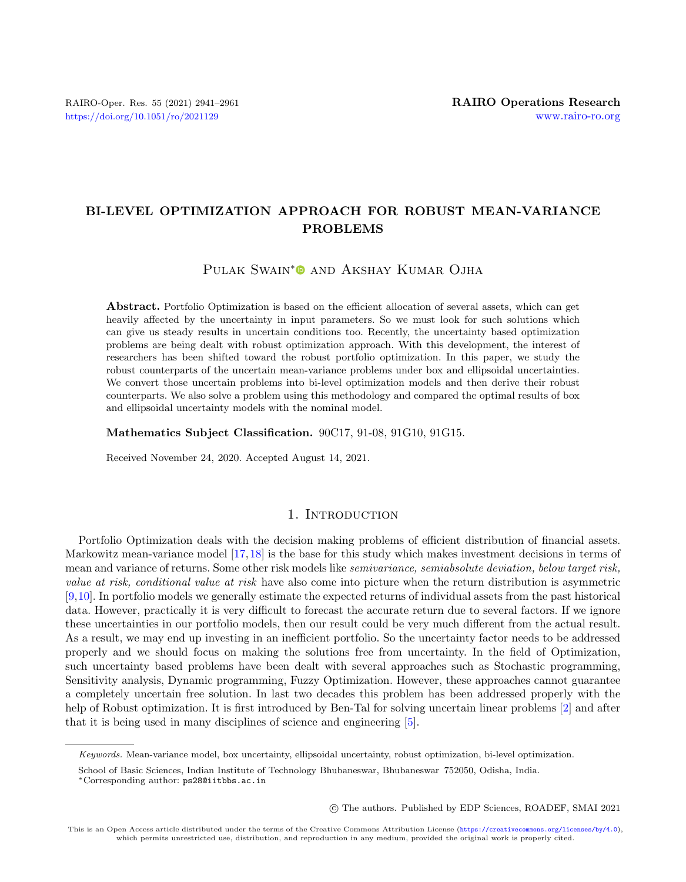# BI-LEVEL OPTIMIZATION APPROACH FOR ROBUST MEAN-VARIANCE PROBLEMS

Pulak Swain* and Akshay Kumar Ojha

**Abstract.** Portfolio Optimization is based on the efficient allocation of several assets, which can get heavily affected by the uncertainty in input parameters. So we must look for such solutions which can give us steady results in uncertain conditions too. Recently, the uncertainty based optimization problems are being dealt with robust optimization approach. With this development, the interest of researchers has been shifted toward the robust portfolio optimization. In this paper, we study the robust counterparts of the uncertain mean-variance problems under box and ellipsoidal uncertainties. We convert those uncertain problems into bi-level optimization models and then derive their robust counterparts. We also solve a problem using this methodology and compared the optimal results of box and ellipsoidal uncertainty models with the nominal model.

**Mathematics Subject Classification.** 90C17, 91-08, 91G10, 91G15.

Received November 24, 2020. Accepted August 14, 2021.

## 1. Introduction

Portfolio Optimization deals with the decision making problems of efficient distribution of financial assets. Markowitz mean-variance model [17,18] is the base for this study which makes investment decisions in terms of mean and variance of returns. Some other risk models like *semivariance, semiabsolute deviation, below target risk, value at risk, conditional value at risk* have also come into picture when the return distribution is asymmetric [9,10]. In portfolio models we generally estimate the expected returns of individual assets from the past historical data. However, practically it is very difficult to forecast the accurate return due to several factors. If we ignore these uncertainties in our portfolio models, then our result could be very much different from the actual result. As a result, we may end up investing in an inefficient portfolio. So the uncertainty factor needs to be addressed properly and we should focus on making the solutions free from uncertainty. In the field of Optimization, such uncertainty based problems have been dealt with several approaches such as Stochastic programming, Sensitivity analysis, Dynamic programming, Fuzzy Optimization. However, these approaches cannot guarantee a completely uncertain free solution. In last two decades this problem has been addressed properly with the help of Robust optimization. It is first introduced by Ben-Tal for solving uncertain linear problems [2] and after that it is being used in many disciplines of science and engineering [5].

*Keywords.* Mean-variance model, box uncertainty, ellipsoidal uncertainty, robust optimization, bi-level optimization.

School of Basic Sciences, Indian Institute of Technology Bhubaneswar, Bhubaneswar 752050, Odisha, India.

*Corresponding author: ps28@iitbbs.ac.in

© The authors. Published by EDP Sciences, ROADEF, SMAI 2021

This is an Open Access article distributed under the terms of the Creative Commons Attribution License (https://creativecommons.org/licenses/by/4.0), which permits unrestricted use, distribution, and reproduction in any medium, provided the original work is properly cited.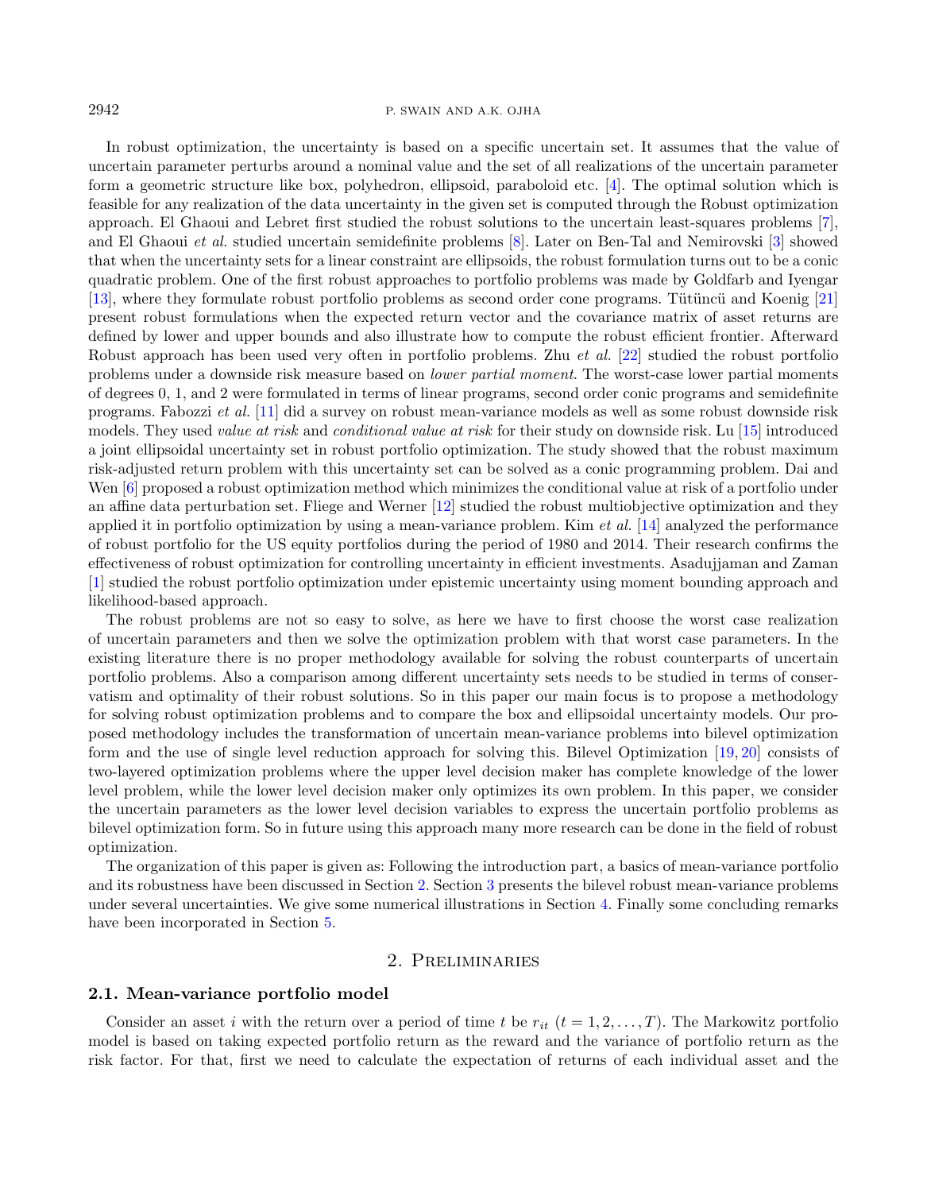In robust optimization, the uncertainty is based on a specific uncertain set. It assumes that the value of uncertain parameter perturbs around a nominal value and the set of all realizations of the uncertain parameter form a geometric structure like box, polyhedron, ellipsoid, paraboloid etc. [4]. The optimal solution which is feasible for any realization of the data uncertainty in the given set is computed through the Robust optimization approach. El Ghaoui and Lebret first studied the robust solutions to the uncertain least-squares problems [7], and El Ghaoui *et al.* studied uncertain semidefinite problems [8]. Later on Ben-Tal and Nemirovski [3] showed that when the uncertainty sets for a linear constraint are ellipsoids, the robust formulation turns out to be a conic quadratic problem. One of the first robust approaches to portfolio problems was made by Goldfarb and Iyengar [13], where they formulate robust portfolio problems as second order cone programs. Tütüncü and Koenig [21] present robust formulations when the expected return vector and the covariance matrix of asset returns are defined by lower and upper bounds and also illustrate how to compute the robust efficient frontier. Afterward Robust approach has been used very often in portfolio problems. Zhu *et al.* [22] studied the robust portfolio problems under a downside risk measure based on *lower partial moment*. The worst-case lower partial moments of degrees 0, 1, and 2 were formulated in terms of linear programs, second order conic programs and semidefinite programs. Fabozzi *et al.* [11] did a survey on robust mean-variance models as well as some robust downside risk models. They used *value at risk* and *conditional value at risk* for their study on downside risk. Lu [15] introduced a joint ellipsoidal uncertainty set in robust portfolio optimization. The study showed that the robust maximum risk-adjusted return problem with this uncertainty set can be solved as a conic programming problem. Dai and Wen [6] proposed a robust optimization method which minimizes the conditional value at risk of a portfolio under an affine data perturbation set. Fliege and Werner [12] studied the robust multiobjective optimization and they applied it in portfolio optimization by using a mean-variance problem. Kim *et al.* [14] analyzed the performance of robust portfolio for the US equity portfolios during the period of 1980 and 2014. Their research confirms the effectiveness of robust optimization for controlling uncertainty in efficient investments. Asadujjaman and Zaman [1] studied the robust portfolio optimization under epistemic uncertainty using moment bounding approach and likelihood-based approach.

The robust problems are not so easy to solve, as here we have to first choose the worst case realization of uncertain parameters and then we solve the optimization problem with that worst case parameters. In the existing literature there is no proper methodology available for solving the robust counterparts of uncertain portfolio problems. Also a comparison among different uncertainty sets needs to be studied in terms of conservatism and optimality of their robust solutions. So in this paper our main focus is to propose a methodology for solving robust optimization problems and to compare the box and ellipsoidal uncertainty models. Our proposed methodology includes the transformation of uncertain mean-variance problems into bilevel optimization form and the use of single level reduction approach for solving this. Bilevel Optimization [19, 20] consists of two-layered optimization problems where the upper level decision maker has complete knowledge of the lower level problem, while the lower level decision maker only optimizes its own problem. In this paper, we consider the uncertain parameters as the lower level decision variables to express the uncertain portfolio problems as bilevel optimization form. So in future using this approach many more research can be done in the field of robust optimization.

The organization of this paper is given as: Following the introduction part, a basics of mean-variance portfolio and its robustness have been discussed in Section 2. Section 3 presents the bilevel robust mean-variance problems under several uncertainties. We give some numerical illustrations in Section 4. Finally some concluding remarks have been incorporated in Section 5.

## 2. Preliminaries

### 2.1. Mean-variance portfolio model

Consider an asset $i$ with the return over a period of time $t$ be $r_{it}$ $(t = 1, 2, \ldots, T)$. The Markowitz portfolio model is based on taking expected portfolio return as the reward and the variance of portfolio return as the risk factor. For that, first we need to calculate the expectation of returns of each individual asset and the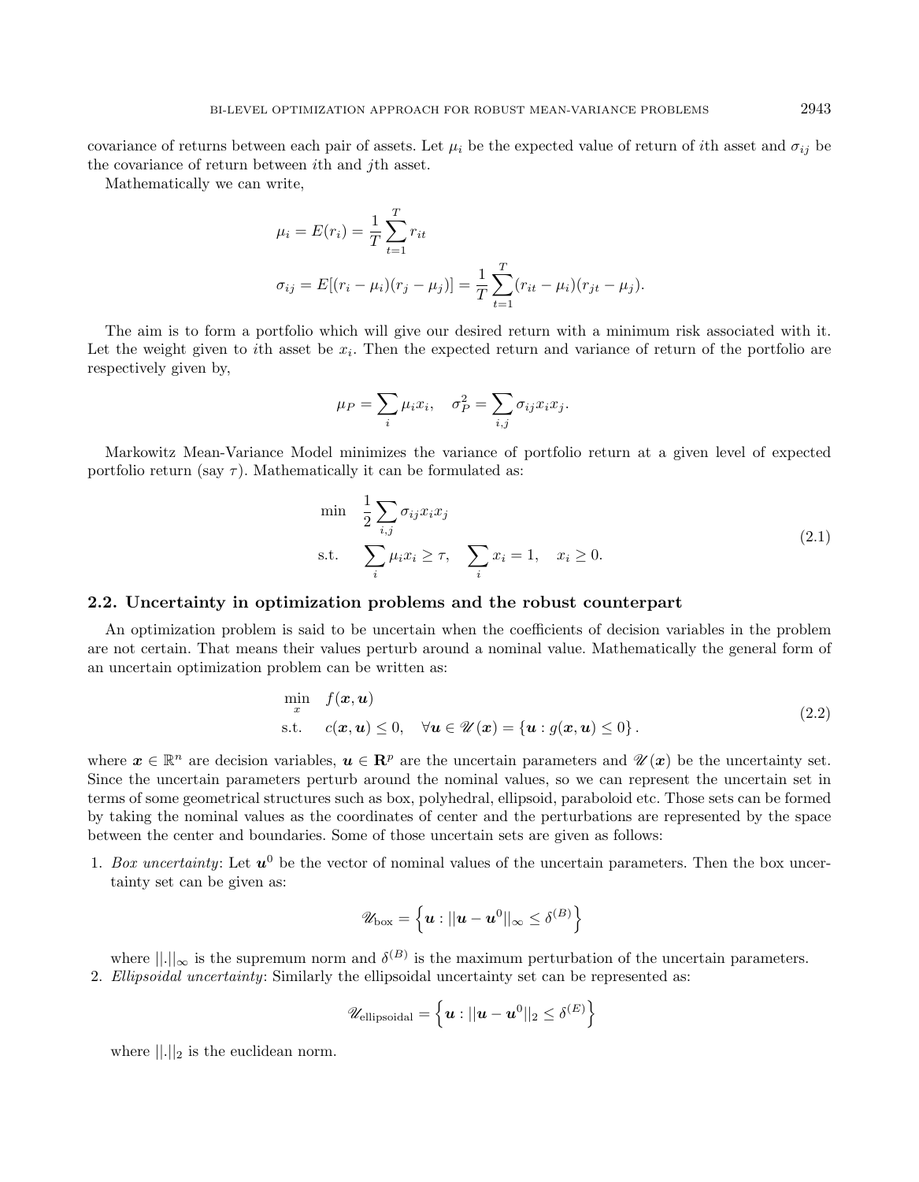covariance of returns between each pair of assets. Let $\mu_i$ be the expected value of return of $i$th asset and $\sigma_{ij}$ be the covariance of return between $i$th and $j$th asset.

Mathematically we can write,

$$\mu_i = E(r_i) = \frac{1}{T}\sum_{t=1}^{T} r_{it}$$

$$\sigma_{ij} = E[(r_i - \mu_i)(r_j - \mu_j)] = \frac{1}{T}\sum_{t=1}^{T}(r_{it} - \mu_i)(r_{jt} - \mu_j).$$

The aim is to form a portfolio which will give our desired return with a minimum risk associated with it. Let the weight given to $i$th asset be $x_i$. Then the expected return and variance of return of the portfolio are respectively given by,

$$\mu_P = \sum_i \mu_i x_i, \quad \sigma_P^2 = \sum_{i,j} \sigma_{ij} x_i x_j.$$

Markowitz Mean-Variance Model minimizes the variance of portfolio return at a given level of expected portfolio return (say $\tau$). Mathematically it can be formulated as:

$$\begin{aligned} \min \quad & \frac{1}{2}\sum_{i,j} \sigma_{ij} x_i x_j \\ \text{s.t.} \quad & \sum_i \mu_i x_i \geq \tau, \quad \sum_i x_i = 1, \quad x_i \geq 0. \end{aligned} \tag{2.1}$$

## 2.2. Uncertainty in optimization problems and the robust counterpart

An optimization problem is said to be uncertain when the coefficients of decision variables in the problem are not certain. That means their values perturb around a nominal value. Mathematically the general form of an uncertain optimization problem can be written as:

$$\begin{aligned} \min_{x} \quad & f(\boldsymbol{x}, \boldsymbol{u}) \\ \text{s.t.} \quad & c(\boldsymbol{x}, \boldsymbol{u}) \leq 0, \quad \forall \boldsymbol{u} \in \mathscr{U}(\boldsymbol{x}) = \{\boldsymbol{u} : g(\boldsymbol{x}, \boldsymbol{u}) \leq 0\}. \end{aligned} \tag{2.2}$$

where $\boldsymbol{x} \in \mathbb{R}^n$ are decision variables, $\boldsymbol{u} \in \mathbf{R}^p$ are the uncertain parameters and $\mathscr{U}(\boldsymbol{x})$ be the uncertainty set. Since the uncertain parameters perturb around the nominal values, so we can represent the uncertain set in terms of some geometrical structures such as box, polyhedral, ellipsoid, paraboloid etc. Those sets can be formed by taking the nominal values as the coordinates of center and the perturbations are represented by the space between the center and boundaries. Some of those uncertain sets are given as follows:

1. *Box uncertainty*: Let $\boldsymbol{u}^0$ be the vector of nominal values of the uncertain parameters. Then the box uncertainty set can be given as:

$$\mathscr{U}_{\text{box}} = \left\{\boldsymbol{u} : ||\boldsymbol{u} - \boldsymbol{u}^0||_\infty \leq \delta^{(B)}\right\}$$

   where $||.||_\infty$ is the supremum norm and $\delta^{(B)}$ is the maximum perturbation of the uncertain parameters.

2. *Ellipsoidal uncertainty*: Similarly the ellipsoidal uncertainty set can be represented as:

$$\mathscr{U}_{\text{ellipsoidal}} = \left\{\boldsymbol{u} : ||\boldsymbol{u} - \boldsymbol{u}^0||_2 \leq \delta^{(E)}\right\}$$

   where $||.||_2$ is the euclidean norm.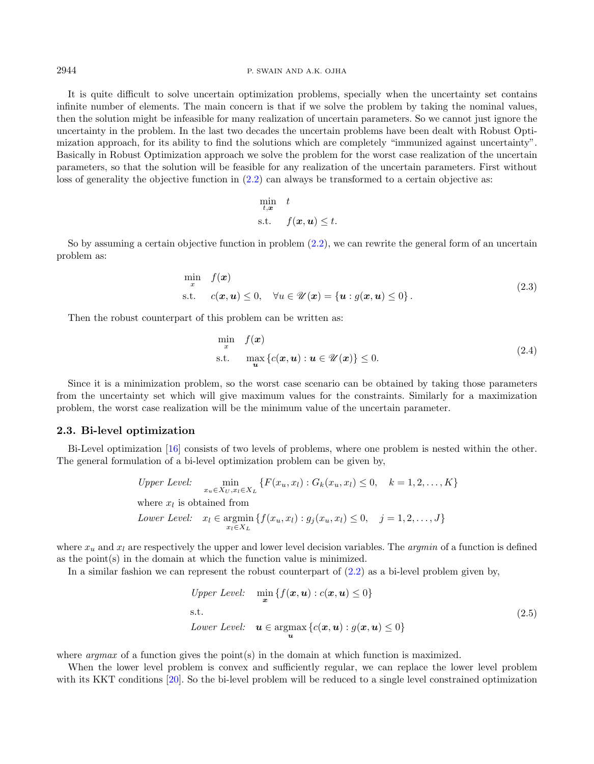It is quite difficult to solve uncertain optimization problems, specially when the uncertainty set contains infinite number of elements. The main concern is that if we solve the problem by taking the nominal values, then the solution might be infeasible for many realization of uncertain parameters. So we cannot just ignore the uncertainty in the problem. In the last two decades the uncertain problems have been dealt with Robust Optimization approach, for its ability to find the solutions which are completely "immunized against uncertainty". Basically in Robust Optimization approach we solve the problem for the worst case realization of the uncertain parameters, so that the solution will be feasible for any realization of the uncertain parameters. First without loss of generality the objective function in (2.2) can always be transformed to a certain objective as:

$$
\begin{aligned}
\min_{t,\boldsymbol{x}} \quad & t \\
\text{s.t.} \quad & f(\boldsymbol{x}, \boldsymbol{u}) \leq t.
\end{aligned}
$$

So by assuming a certain objective function in problem (2.2), we can rewrite the general form of an uncertain problem as:

$$
\begin{aligned}
\min_{x} \quad & f(\boldsymbol{x}) \\
\text{s.t.} \quad & c(\boldsymbol{x}, \boldsymbol{u}) \leq 0, \quad \forall u \in \mathscr{U}(\boldsymbol{x}) = \{\boldsymbol{u} : g(\boldsymbol{x}, \boldsymbol{u}) \leq 0\}.
\end{aligned}
\tag{2.3}
$$

Then the robust counterpart of this problem can be written as:

$$
\begin{aligned}
\min_{x} \quad & f(\boldsymbol{x}) \\
\text{s.t.} \quad & \max_{\boldsymbol{u}} \{c(\boldsymbol{x}, \boldsymbol{u}) : \boldsymbol{u} \in \mathscr{U}(\boldsymbol{x})\} \leq 0.
\end{aligned}
\tag{2.4}
$$

Since it is a minimization problem, so the worst case scenario can be obtained by taking those parameters from the uncertainty set which will give maximum values for the constraints. Similarly for a maximization problem, the worst case realization will be the minimum value of the uncertain parameter.

### 2.3. Bi-level optimization

Bi-Level optimization [16] consists of two levels of problems, where one problem is nested within the other. The general formulation of a bi-level optimization problem can be given by,

$$
\begin{aligned}
&\textit{Upper Level:} \quad \min_{x_u \in X_U, x_l \in X_L} \{F(x_u, x_l) : G_k(x_u, x_l) \leq 0, \quad k = 1, 2, \ldots, K\} \\
&\text{where } x_l \text{ is obtained from} \\
&\textit{Lower Level:} \quad x_l \in \operatorname*{argmin}_{x_l \in X_L} \{f(x_u, x_l) : g_j(x_u, x_l) \leq 0, \quad j = 1, 2, \ldots, J\}
\end{aligned}
$$

where $x_u$ and $x_l$ are respectively the upper and lower level decision variables. The *argmin* of a function is defined as the point(s) in the domain at which the function value is minimized.

In a similar fashion we can represent the robust counterpart of (2.2) as a bi-level problem given by,

$$
\begin{aligned}
&\textit{Upper Level:} \quad \min_{\boldsymbol{x}} \{f(\boldsymbol{x}, \boldsymbol{u}) : c(\boldsymbol{x}, \boldsymbol{u}) \leq 0\} \\
&\text{s.t.} \\
&\textit{Lower Level:} \quad \boldsymbol{u} \in \operatorname*{argmax}_{\boldsymbol{u}} \{c(\boldsymbol{x}, \boldsymbol{u}) : g(\boldsymbol{x}, \boldsymbol{u}) \leq 0\}
\end{aligned}
\tag{2.5}
$$

where *argmax* of a function gives the point(s) in the domain at which function is maximized.

When the lower level problem is convex and sufficiently regular, we can replace the lower level problem with its KKT conditions [20]. So the bi-level problem will be reduced to a single level constrained optimization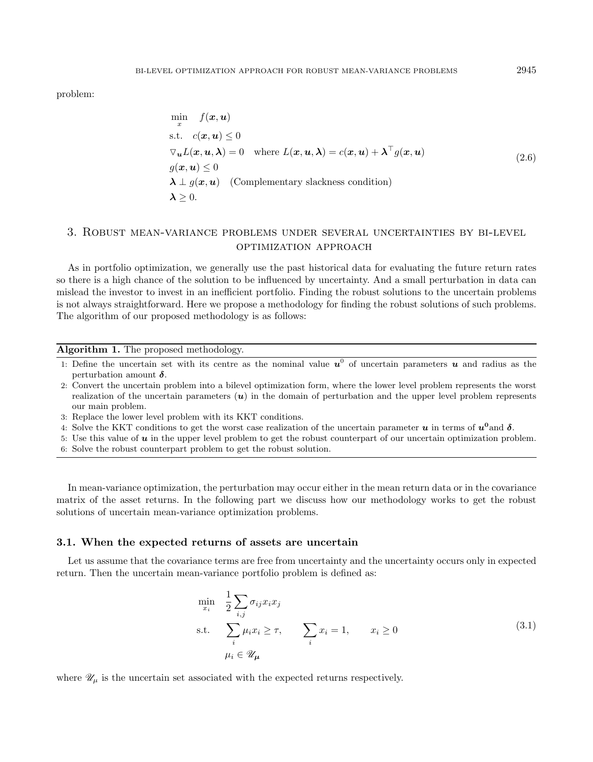problem:

$$
\begin{aligned}
\min_{x} \quad & f(\boldsymbol{x}, \boldsymbol{u}) \\
\text{s.t.} \quad & c(\boldsymbol{x}, \boldsymbol{u}) \leq 0 \\
& \nabla_{\boldsymbol{u}} L(\boldsymbol{x}, \boldsymbol{u}, \boldsymbol{\lambda}) = 0 \quad \text{where } L(\boldsymbol{x}, \boldsymbol{u}, \boldsymbol{\lambda}) = c(\boldsymbol{x}, \boldsymbol{u}) + \boldsymbol{\lambda}^{\top} g(\boldsymbol{x}, \boldsymbol{u}) \\
& g(\boldsymbol{x}, \boldsymbol{u}) \leq 0 \\
& \boldsymbol{\lambda} \perp g(\boldsymbol{x}, \boldsymbol{u}) \quad \text{(Complementary slackness condition)} \\
& \boldsymbol{\lambda} \geq 0.
\end{aligned}
\tag{2.6}
$$

## 3. Robust mean-variance problems under several uncertainties by bi-level optimization approach

As in portfolio optimization, we generally use the past historical data for evaluating the future return rates so there is a high chance of the solution to be influenced by uncertainty. And a small perturbation in data can mislead the investor to invest in an inefficient portfolio. Finding the robust solutions to the uncertain problems is not always straightforward. Here we propose a methodology for finding the robust solutions of such problems. The algorithm of our proposed methodology is as follows:

---

**Algorithm 1.** The proposed methodology.

---

1: Define the uncertain set with its centre as the nominal value $\boldsymbol{u}^0$ of uncertain parameters $\boldsymbol{u}$ and radius as the perturbation amount $\boldsymbol{\delta}$.

2: Convert the uncertain problem into a bilevel optimization form, where the lower level problem represents the worst realization of the uncertain parameters ($\boldsymbol{u}$) in the domain of perturbation and the upper level problem represents our main problem.

3: Replace the lower level problem with its KKT conditions.

4: Solve the KKT conditions to get the worst case realization of the uncertain parameter $\boldsymbol{u}$ in terms of $\boldsymbol{u^0}$and $\boldsymbol{\delta}$.

5: Use this value of $\boldsymbol{u}$ in the upper level problem to get the robust counterpart of our uncertain optimization problem.

6: Solve the robust counterpart problem to get the robust solution.

---

In mean-variance optimization, the perturbation may occur either in the mean return data or in the covariance matrix of the asset returns. In the following part we discuss how our methodology works to get the robust solutions of uncertain mean-variance optimization problems.

### 3.1. When the expected returns of assets are uncertain

Let us assume that the covariance terms are free from uncertainty and the uncertainty occurs only in expected return. Then the uncertain mean-variance portfolio problem is defined as:

$$
\begin{aligned}
\min_{x_i} \quad & \frac{1}{2} \sum_{i,j} \sigma_{ij} x_i x_j \\
\text{s.t.} \quad & \sum_i \mu_i x_i \geq \tau, \qquad \sum_i x_i = 1, \qquad x_i \geq 0 \\
& \mu_i \in \mathscr{U}_{\boldsymbol{\mu}}
\end{aligned}
\tag{3.1}
$$

where $\mathscr{U}_{\mu}$ is the uncertain set associated with the expected returns respectively.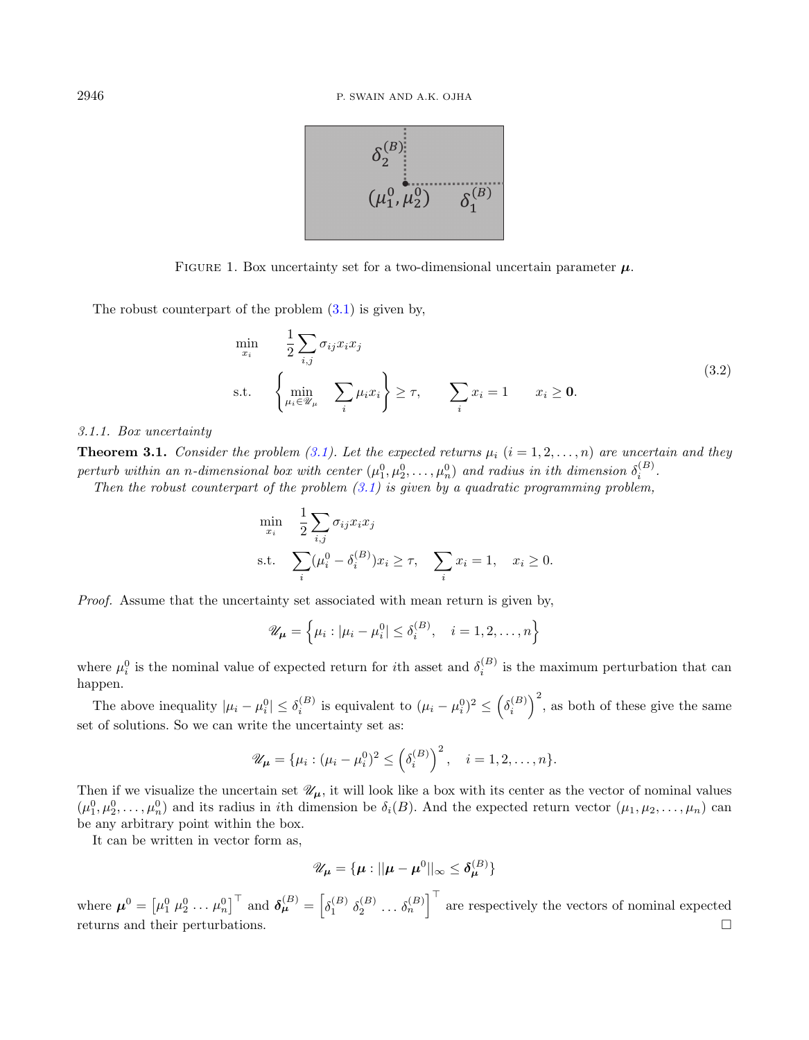FIGURE 1. Box uncertainty set for a two-dimensional uncertain parameter $\boldsymbol{\mu}$.

The robust counterpart of the problem (3.1) is given by,

$$\begin{aligned}
\min_{x_i} \quad & \frac{1}{2}\sum_{i,j}\sigma_{ij}x_ix_j \\
\text{s.t.} \quad & \left\{\min_{\mu_i\in\mathscr{U}_\mu} \quad \sum_i \mu_i x_i\right\} \geq \tau, \qquad \sum_i x_i = 1 \qquad x_i \geq \mathbf{0}.
\end{aligned} \tag{3.2}$$

*3.1.1. Box uncertainty*

**Theorem 3.1.** *Consider the problem (3.1). Let the expected returns $\mu_i$ $(i = 1, 2, \ldots, n)$ are uncertain and they perturb within an n-dimensional box with center $(\mu_1^0, \mu_2^0, \ldots, \mu_n^0)$ and radius in ith dimension $\delta_i^{(B)}$.*

*Then the robust counterpart of the problem (3.1) is given by a quadratic programming problem,*

$$\begin{aligned}
\min_{x_i} \quad & \frac{1}{2}\sum_{i,j}\sigma_{ij}x_ix_j \\
\text{s.t.} \quad & \sum_i(\mu_i^0 - \delta_i^{(B)})x_i \geq \tau, \quad \sum_i x_i = 1, \quad x_i \geq 0.
\end{aligned}$$

*Proof.* Assume that the uncertainty set associated with mean return is given by,

$$\mathscr{U}_{\boldsymbol{\mu}} = \left\{\mu_i : |\mu_i - \mu_i^0| \leq \delta_i^{(B)}, \quad i = 1, 2, \ldots, n\right\}$$

where $\mu_i^0$ is the nominal value of expected return for $i$th asset and $\delta_i^{(B)}$ is the maximum perturbation that can happen.

The above inequality $|\mu_i - \mu_i^0| \leq \delta_i^{(B)}$ is equivalent to $(\mu_i - \mu_i^0)^2 \leq \left(\delta_i^{(B)}\right)^2$, as both of these give the same set of solutions. So we can write the uncertainty set as:

$$\mathscr{U}_{\boldsymbol{\mu}} = \{\mu_i : (\mu_i - \mu_i^0)^2 \leq \left(\delta_i^{(B)}\right)^2, \quad i = 1, 2, \ldots, n\}.$$

Then if we visualize the uncertain set $\mathscr{U}_{\boldsymbol{\mu}}$, it will look like a box with its center as the vector of nominal values $(\mu_1^0, \mu_2^0, \ldots, \mu_n^0)$ and its radius in $i$th dimension be $\delta_i(B)$. And the expected return vector $(\mu_1, \mu_2, \ldots, \mu_n)$ can be any arbitrary point within the box.

It can be written in vector form as,

$$\mathscr{U}_{\boldsymbol{\mu}} = \{\boldsymbol{\mu} : ||\boldsymbol{\mu} - \boldsymbol{\mu}^0||_\infty \leq \boldsymbol{\delta}_{\boldsymbol{\mu}}^{(B)}\}$$

where $\boldsymbol{\mu}^0 = \left[\mu_1^0 \ \mu_2^0 \ldots \mu_n^0\right]^\top$ and $\boldsymbol{\delta}_{\boldsymbol{\mu}}^{(B)} = \left[\delta_1^{(B)} \ \delta_2^{(B)} \ldots \delta_n^{(B)}\right]^\top$ are respectively the vectors of nominal expected returns and their perturbations. □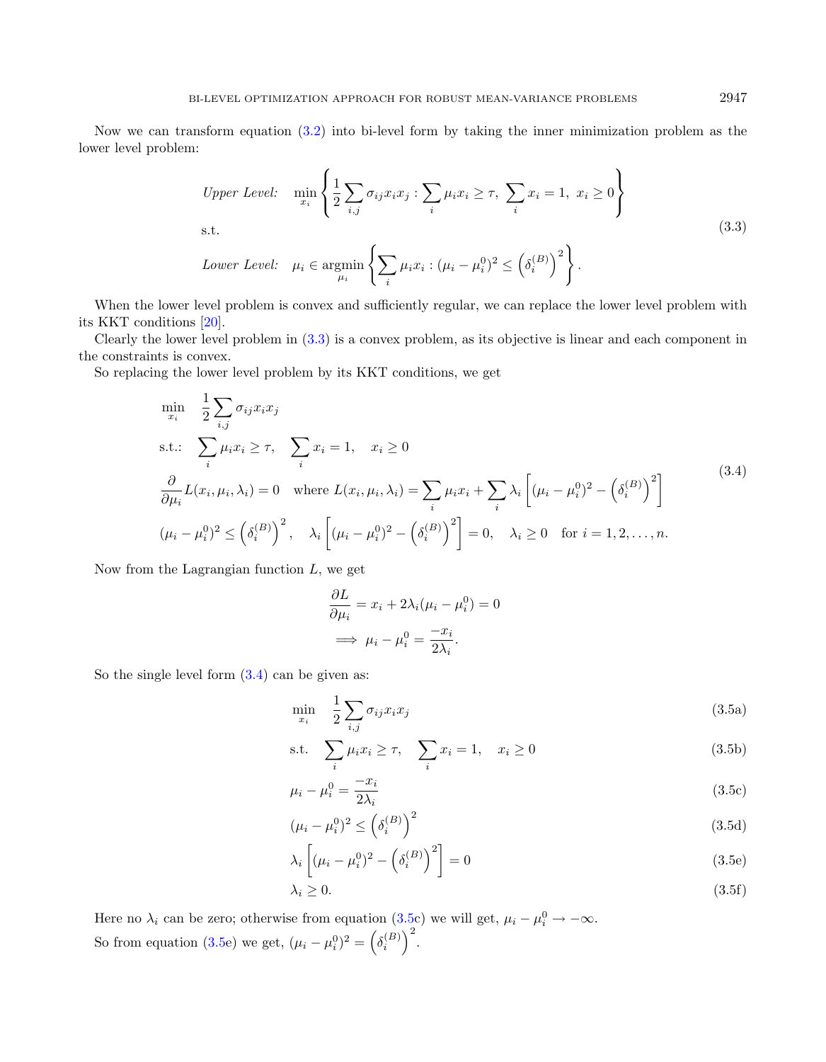Now we can transform equation (3.2) into bi-level form by taking the inner minimization problem as the lower level problem:

$$
\begin{aligned}
&\textit{Upper Level:} \quad \min_{x_i} \left\{ \frac{1}{2} \sum_{i,j} \sigma_{ij} x_i x_j : \sum_i \mu_i x_i \geq \tau, \ \sum_i x_i = 1, \ x_i \geq 0 \right\} \\
&\text{s.t.} \\
&\textit{Lower Level:} \quad \mu_i \in \operatorname*{argmin}_{\mu_i} \left\{ \sum_i \mu_i x_i : (\mu_i - \mu_i^0)^2 \leq \left(\delta_i^{(B)}\right)^2 \right\}.
\end{aligned} \tag{3.3}
$$

When the lower level problem is convex and sufficiently regular, we can replace the lower level problem with its KKT conditions [20].

Clearly the lower level problem in (3.3) is a convex problem, as its objective is linear and each component in the constraints is convex.

So replacing the lower level problem by its KKT conditions, we get

$$
\begin{aligned}
&\min_{x_i} \quad \frac{1}{2} \sum_{i,j} \sigma_{ij} x_i x_j \\
&\text{s.t.:} \quad \sum_i \mu_i x_i \geq \tau, \quad \sum_i x_i = 1, \quad x_i \geq 0 \\
&\frac{\partial}{\partial \mu_i} L(x_i, \mu_i, \lambda_i) = 0 \quad \text{where } L(x_i, \mu_i, \lambda_i) = \sum_i \mu_i x_i + \sum_i \lambda_i \left[ (\mu_i - \mu_i^0)^2 - \left(\delta_i^{(B)}\right)^2 \right] \\
&(\mu_i - \mu_i^0)^2 \leq \left(\delta_i^{(B)}\right)^2, \quad \lambda_i \left[ (\mu_i - \mu_i^0)^2 - \left(\delta_i^{(B)}\right)^2 \right] = 0, \quad \lambda_i \geq 0 \quad \text{for } i = 1, 2, \ldots, n.
\end{aligned} \tag{3.4}
$$

Now from the Lagrangian function $L$, we get

$$
\begin{aligned}
&\frac{\partial L}{\partial \mu_i} = x_i + 2\lambda_i (\mu_i - \mu_i^0) = 0 \\
&\implies \mu_i - \mu_i^0 = \frac{-x_i}{2\lambda_i}.
\end{aligned}
$$

So the single level form (3.4) can be given as:

$$\min_{x_i} \quad \frac{1}{2} \sum_{i,j} \sigma_{ij} x_i x_j \tag{3.5a}$$

$$\text{s.t.} \quad \sum_i \mu_i x_i \geq \tau, \quad \sum_i x_i = 1, \quad x_i \geq 0 \tag{3.5b}$$

$$\mu_i - \mu_i^0 = \frac{-x_i}{2\lambda_i} \tag{3.5c}$$

$$(\mu_i - \mu_i^0)^2 \leq \left(\delta_i^{(B)}\right)^2 \tag{3.5d}$$

$$\lambda_i \left[ (\mu_i - \mu_i^0)^2 - \left(\delta_i^{(B)}\right)^2 \right] = 0 \tag{3.5e}$$

$$\lambda_i \geq 0. \tag{3.5f}$$

Here no $\lambda_i$ can be zero; otherwise from equation (3.5c) we will get, $\mu_i - \mu_i^0 \to -\infty$.

So from equation (3.5e) we get, $(\mu_i - \mu_i^0)^2 = \left(\delta_i^{(B)}\right)^2$.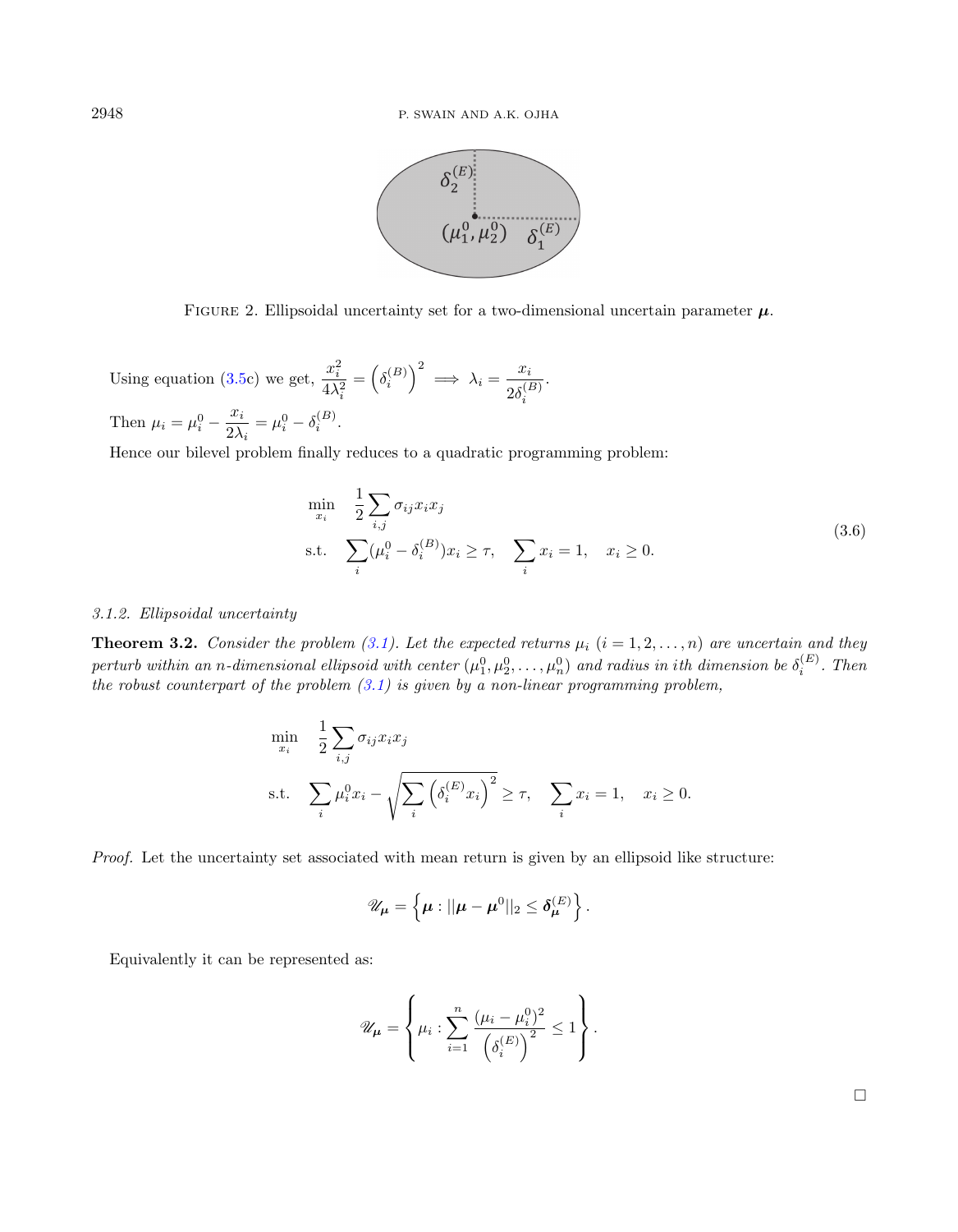FIGURE 2. Ellipsoidal uncertainty set for a two-dimensional uncertain parameter $\boldsymbol{\mu}$.

Using equation (3.5c) we get, $\dfrac{x_i^2}{4\lambda_i^2} = \left(\delta_i^{(B)}\right)^2 \implies \lambda_i = \dfrac{x_i}{2\delta_i^{(B)}}$.

Then $\mu_i = \mu_i^0 - \dfrac{x_i}{2\lambda_i} = \mu_i^0 - \delta_i^{(B)}$.

Hence our bilevel problem finally reduces to a quadratic programming problem:

$$
\begin{aligned}
\min_{x_i} \quad & \frac{1}{2}\sum_{i,j} \sigma_{ij} x_i x_j \\
\text{s.t.} \quad & \sum_i (\mu_i^0 - \delta_i^{(B)}) x_i \geq \tau, \quad \sum_i x_i = 1, \quad x_i \geq 0.
\end{aligned}
\tag{3.6}
$$

*3.1.2. Ellipsoidal uncertainty*

**Theorem 3.2.** *Consider the problem (3.1). Let the expected returns $\mu_i$ $(i = 1, 2, \ldots, n)$ are uncertain and they perturb within an $n$-dimensional ellipsoid with center $(\mu_1^0, \mu_2^0, \ldots, \mu_n^0)$ and radius in $i$th dimension be $\delta_i^{(E)}$. Then the robust counterpart of the problem (3.1) is given by a non-linear programming problem,*

$$
\begin{aligned}
\min_{x_i} \quad & \frac{1}{2}\sum_{i,j} \sigma_{ij} x_i x_j \\
\text{s.t.} \quad & \sum_i \mu_i^0 x_i - \sqrt{\sum_i \left(\delta_i^{(E)} x_i\right)^2} \geq \tau, \quad \sum_i x_i = 1, \quad x_i \geq 0.
\end{aligned}
$$

*Proof.* Let the uncertainty set associated with mean return is given by an ellipsoid like structure:

$$
\mathscr{U}_{\boldsymbol{\mu}} = \left\{ \boldsymbol{\mu} : ||\boldsymbol{\mu} - \boldsymbol{\mu}^0||_2 \leq \boldsymbol{\delta}_{\boldsymbol{\mu}}^{(E)} \right\}.
$$

Equivalently it can be represented as:

$$
\mathscr{U}_{\boldsymbol{\mu}} = \left\{ \mu_i : \sum_{i=1}^{n} \frac{(\mu_i - \mu_i^0)^2}{\left(\delta_i^{(E)}\right)^2} \leq 1 \right\}.
$$

□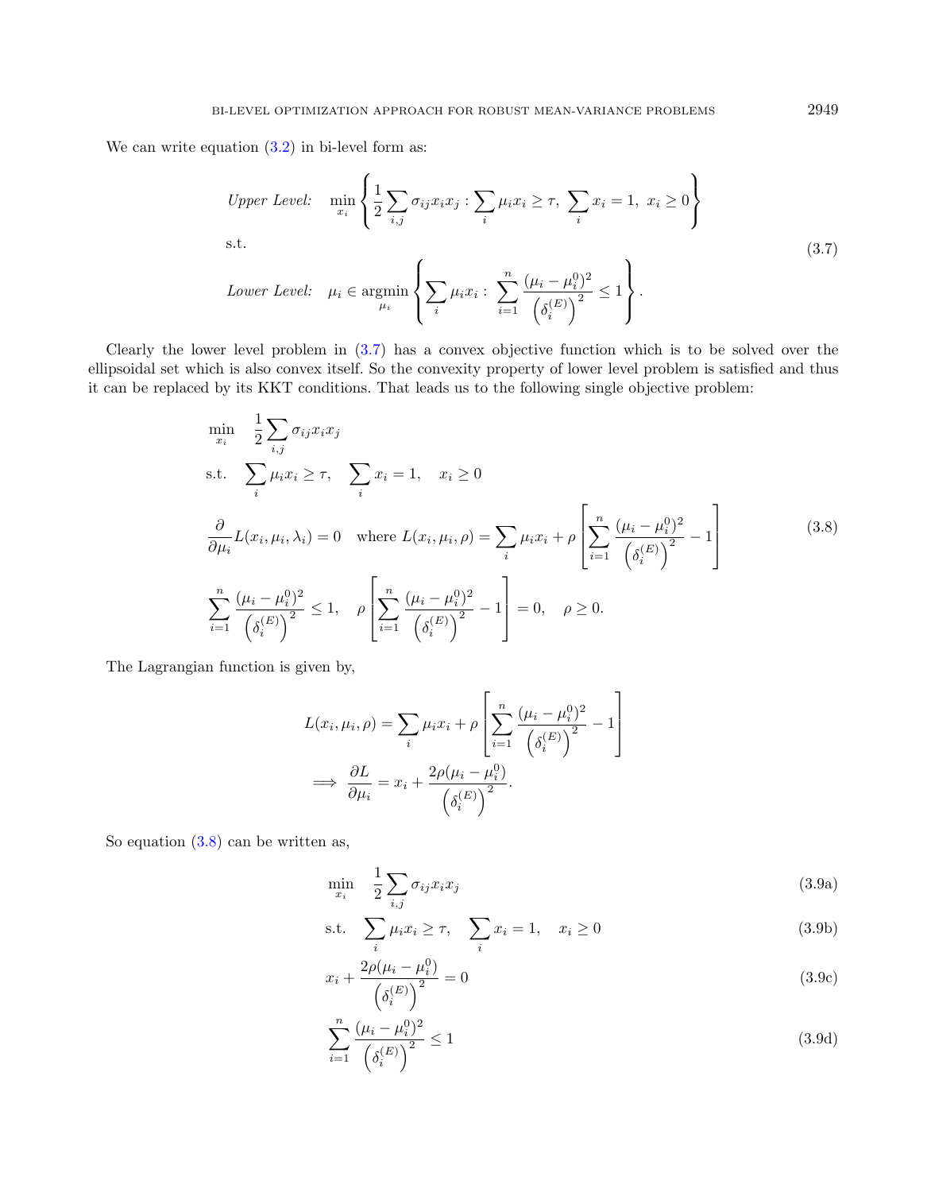We can write equation (3.2) in bi-level form as:

$$
\begin{aligned}
&\textit{Upper Level:} \quad \min_{x_i} \left\{ \frac{1}{2} \sum_{i,j} \sigma_{ij} x_i x_j : \sum_i \mu_i x_i \geq \tau, \ \sum_i x_i = 1, \ x_i \geq 0 \right\} \\
&\text{s.t.} \\
&\textit{Lower Level:} \quad \mu_i \in \operatorname*{argmin}_{\mu_i} \left\{ \sum_i \mu_i x_i : \ \sum_{i=1}^{n} \frac{(\mu_i - \mu_i^0)^2}{\left(\delta_i^{(E)}\right)^2} \leq 1 \right\}.
\end{aligned} \tag{3.7}
$$

Clearly the lower level problem in (3.7) has a convex objective function which is to be solved over the ellipsoidal set which is also convex itself. So the convexity property of lower level problem is satisfied and thus it can be replaced by its KKT conditions. That leads us to the following single objective problem:

$$
\begin{aligned}
&\min_{x_i} \quad \frac{1}{2} \sum_{i,j} \sigma_{ij} x_i x_j \\
&\text{s.t.} \quad \sum_i \mu_i x_i \geq \tau, \quad \sum_i x_i = 1, \quad x_i \geq 0 \\
&\frac{\partial}{\partial \mu_i} L(x_i, \mu_i, \lambda_i) = 0 \quad \text{where } L(x_i, \mu_i, \rho) = \sum_i \mu_i x_i + \rho \left[ \sum_{i=1}^{n} \frac{(\mu_i - \mu_i^0)^2}{\left(\delta_i^{(E)}\right)^2} - 1 \right] \\
&\sum_{i=1}^{n} \frac{(\mu_i - \mu_i^0)^2}{\left(\delta_i^{(E)}\right)^2} \leq 1, \quad \rho \left[ \sum_{i=1}^{n} \frac{(\mu_i - \mu_i^0)^2}{\left(\delta_i^{(E)}\right)^2} - 1 \right] = 0, \quad \rho \geq 0.
\end{aligned} \tag{3.8}
$$

The Lagrangian function is given by,

$$
\begin{aligned}
L(x_i, \mu_i, \rho) &= \sum_i \mu_i x_i + \rho \left[ \sum_{i=1}^{n} \frac{(\mu_i - \mu_i^0)^2}{\left(\delta_i^{(E)}\right)^2} - 1 \right] \\
\implies \frac{\partial L}{\partial \mu_i} &= x_i + \frac{2\rho(\mu_i - \mu_i^0)}{\left(\delta_i^{(E)}\right)^2}.
\end{aligned}
$$

So equation (3.8) can be written as,

$$
\min_{x_i} \quad \frac{1}{2} \sum_{i,j} \sigma_{ij} x_i x_j \tag{3.9a}
$$

$$
\text{s.t.} \quad \sum_i \mu_i x_i \geq \tau, \quad \sum_i x_i = 1, \quad x_i \geq 0 \tag{3.9b}
$$

$$
x_i + \frac{2\rho(\mu_i - \mu_i^0)}{\left(\delta_i^{(E)}\right)^2} = 0 \tag{3.9c}
$$

$$
\sum_{i=1}^{n} \frac{(\mu_i - \mu_i^0)^2}{\left(\delta_i^{(E)}\right)^2} \leq 1 \tag{3.9d}
$$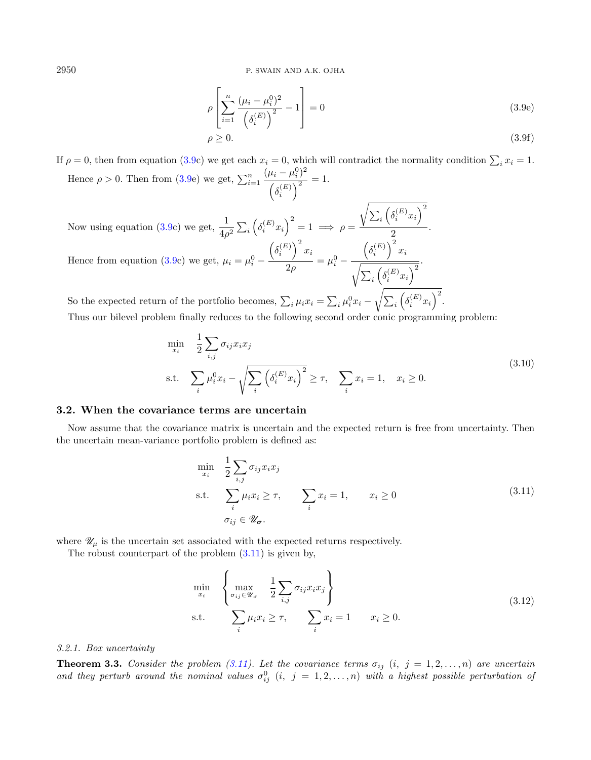$$\rho\left[\sum_{i=1}^{n}\frac{(\mu_i-\mu_i^0)^2}{\left(\delta_i^{(E)}\right)^2}-1\right]=0 \tag{3.9e}$$

$$\rho\geq 0. \tag{3.9f}$$

If $\rho=0$, then from equation (3.9c) we get each $x_i=0$, which will contradict the normality condition $\sum_i x_i=1$.

Hence $\rho>0$. Then from (3.9e) we get, $\sum_{i=1}^{n}\frac{(\mu_i-\mu_i^0)^2}{\left(\delta_i^{(E)}\right)^2}=1$.

Now using equation (3.9c) we get, $\frac{1}{4\rho^2}\sum_i\left(\delta_i^{(E)}x_i\right)^2=1 \implies \rho=\frac{\sqrt{\sum_i\left(\delta_i^{(E)}x_i\right)^2}}{2}$.

Hence from equation (3.9c) we get, $\mu_i=\mu_i^0-\frac{\left(\delta_i^{(E)}\right)^2x_i}{2\rho}=\mu_i^0-\frac{\left(\delta_i^{(E)}\right)^2x_i}{\sqrt{\sum_i\left(\delta_i^{(E)}x_i\right)^2}}$.

So the expected return of the portfolio becomes, $\sum_i\mu_ix_i=\sum_i\mu_i^0x_i-\sqrt{\sum_i\left(\delta_i^{(E)}x_i\right)^2}$.

Thus our bilevel problem finally reduces to the following second order conic programming problem:

$$\begin{aligned}
\min_{x_i}\quad & \frac{1}{2}\sum_{i,j}\sigma_{ij}x_ix_j\\
\text{s.t.}\quad & \sum_i\mu_i^0x_i-\sqrt{\sum_i\left(\delta_i^{(E)}x_i\right)^2}\geq\tau,\quad \sum_i x_i=1,\quad x_i\geq 0.
\end{aligned} \tag{3.10}$$

### 3.2. When the covariance terms are uncertain

Now assume that the covariance matrix is uncertain and the expected return is free from uncertainty. Then the uncertain mean-variance portfolio problem is defined as:

$$\begin{aligned}
\min_{x_i}\quad & \frac{1}{2}\sum_{i,j}\sigma_{ij}x_ix_j\\
\text{s.t.}\quad & \sum_i\mu_ix_i\geq\tau,\qquad \sum_i x_i=1,\qquad x_i\geq 0\\
& \sigma_{ij}\in\mathscr{U}_{\boldsymbol{\sigma}}.
\end{aligned} \tag{3.11}$$

where $\mathscr{U}_\mu$ is the uncertain set associated with the expected returns respectively.

The robust counterpart of the problem (3.11) is given by,

$$\begin{aligned}
\min_{x_i}\quad & \left\{\max_{\sigma_{ij}\in\mathscr{U}_\sigma}\quad \frac{1}{2}\sum_{i,j}\sigma_{ij}x_ix_j\right\}\\
\text{s.t.}\quad & \sum_i\mu_ix_i\geq\tau,\qquad \sum_i x_i=1\qquad x_i\geq 0.
\end{aligned} \tag{3.12}$$

#### *3.2.1. Box uncertainty*

**Theorem 3.3.** *Consider the problem (3.11). Let the covariance terms $\sigma_{ij}$ $(i,\ j=1,2,\ldots,n)$ are uncertain and they perturb around the nominal values $\sigma_{ij}^0$ $(i,\ j=1,2,\ldots,n)$ with a highest possible perturbation of*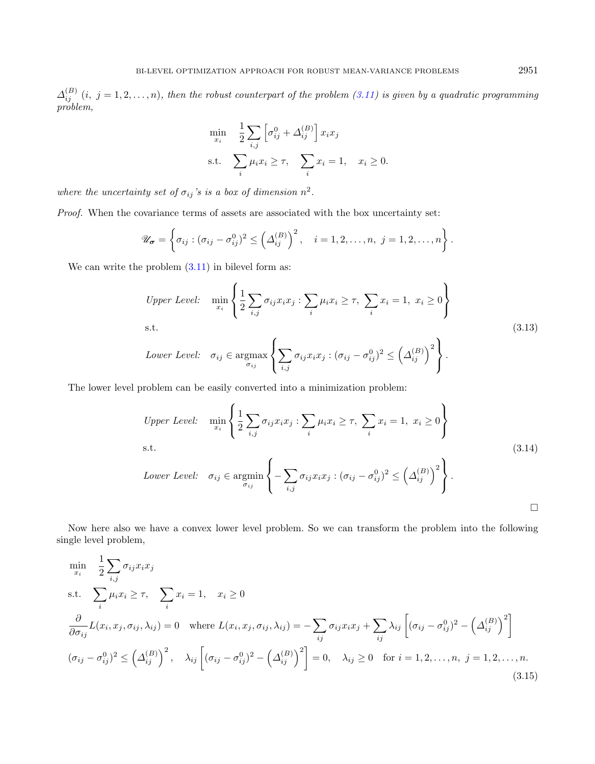$\varDelta_{ij}^{(B)}$ $(i,\ j=1,2,\ldots,n)$*, then the robust counterpart of the problem (3.11) is given by a quadratic programming problem,*

$$
\begin{aligned}
\min_{x_i} \quad & \frac{1}{2}\sum_{i,j}\left[\sigma_{ij}^0+\varDelta_{ij}^{(B)}\right]x_ix_j \\
\text{s.t.} \quad & \sum_i \mu_i x_i \geq \tau, \quad \sum_i x_i = 1, \quad x_i \geq 0.
\end{aligned}
$$

*where the uncertainty set of $\sigma_{ij}$'s is a box of dimension $n^2$.*

*Proof.* When the covariance terms of assets are associated with the box uncertainty set:

$$
\mathscr{U}_{\boldsymbol{\sigma}} = \left\{\sigma_{ij} : (\sigma_{ij}-\sigma_{ij}^0)^2 \leq \left(\varDelta_{ij}^{(B)}\right)^2, \quad i=1,2,\ldots,n,\ j=1,2,\ldots,n\right\}.
$$

We can write the problem (3.11) in bilevel form as:

$$
\begin{aligned}
&\textit{Upper Level:} \quad \min_{x_i}\left\{\frac{1}{2}\sum_{i,j}\sigma_{ij}x_ix_j : \sum_i \mu_i x_i \geq \tau,\ \sum_i x_i = 1,\ x_i \geq 0\right\} \\
&\text{s.t.} \\
&\textit{Lower Level:} \quad \sigma_{ij} \in \operatorname*{argmax}_{\sigma_{ij}}\left\{\sum_{i,j}\sigma_{ij}x_ix_j : (\sigma_{ij}-\sigma_{ij}^0)^2 \leq \left(\varDelta_{ij}^{(B)}\right)^2\right\}.
\end{aligned} \tag{3.13}
$$

The lower level problem can be easily converted into a minimization problem:

$$
\begin{aligned}
&\textit{Upper Level:} \quad \min_{x_i}\left\{\frac{1}{2}\sum_{i,j}\sigma_{ij}x_ix_j : \sum_i \mu_i x_i \geq \tau,\ \sum_i x_i = 1,\ x_i \geq 0\right\} \\
&\text{s.t.} \\
&\textit{Lower Level:} \quad \sigma_{ij} \in \operatorname*{argmin}_{\sigma_{ij}}\left\{-\sum_{i,j}\sigma_{ij}x_ix_j : (\sigma_{ij}-\sigma_{ij}^0)^2 \leq \left(\varDelta_{ij}^{(B)}\right)^2\right\}.
\end{aligned} \tag{3.14}
$$

□

Now here also we have a convex lower level problem. So we can transform the problem into the following single level problem,

$$
\begin{aligned}
\min_{x_i} \quad & \frac{1}{2}\sum_{i,j}\sigma_{ij}x_ix_j \\
\text{s.t.} \quad & \sum_i \mu_i x_i \geq \tau, \quad \sum_i x_i = 1, \quad x_i \geq 0 \\
& \frac{\partial}{\partial \sigma_{ij}}L(x_i,x_j,\sigma_{ij},\lambda_{ij}) = 0 \quad \text{where } L(x_i,x_j,\sigma_{ij},\lambda_{ij}) = -\sum_{ij}\sigma_{ij}x_ix_j + \sum_{ij}\lambda_{ij}\left[(\sigma_{ij}-\sigma_{ij}^0)^2 - \left(\varDelta_{ij}^{(B)}\right)^2\right] \\
& (\sigma_{ij}-\sigma_{ij}^0)^2 \leq \left(\varDelta_{ij}^{(B)}\right)^2, \quad \lambda_{ij}\left[(\sigma_{ij}-\sigma_{ij}^0)^2 - \left(\varDelta_{ij}^{(B)}\right)^2\right] = 0, \quad \lambda_{ij} \geq 0 \quad \text{for } i=1,2,\ldots,n,\ j=1,2,\ldots,n.
\end{aligned} \tag{3.15}
$$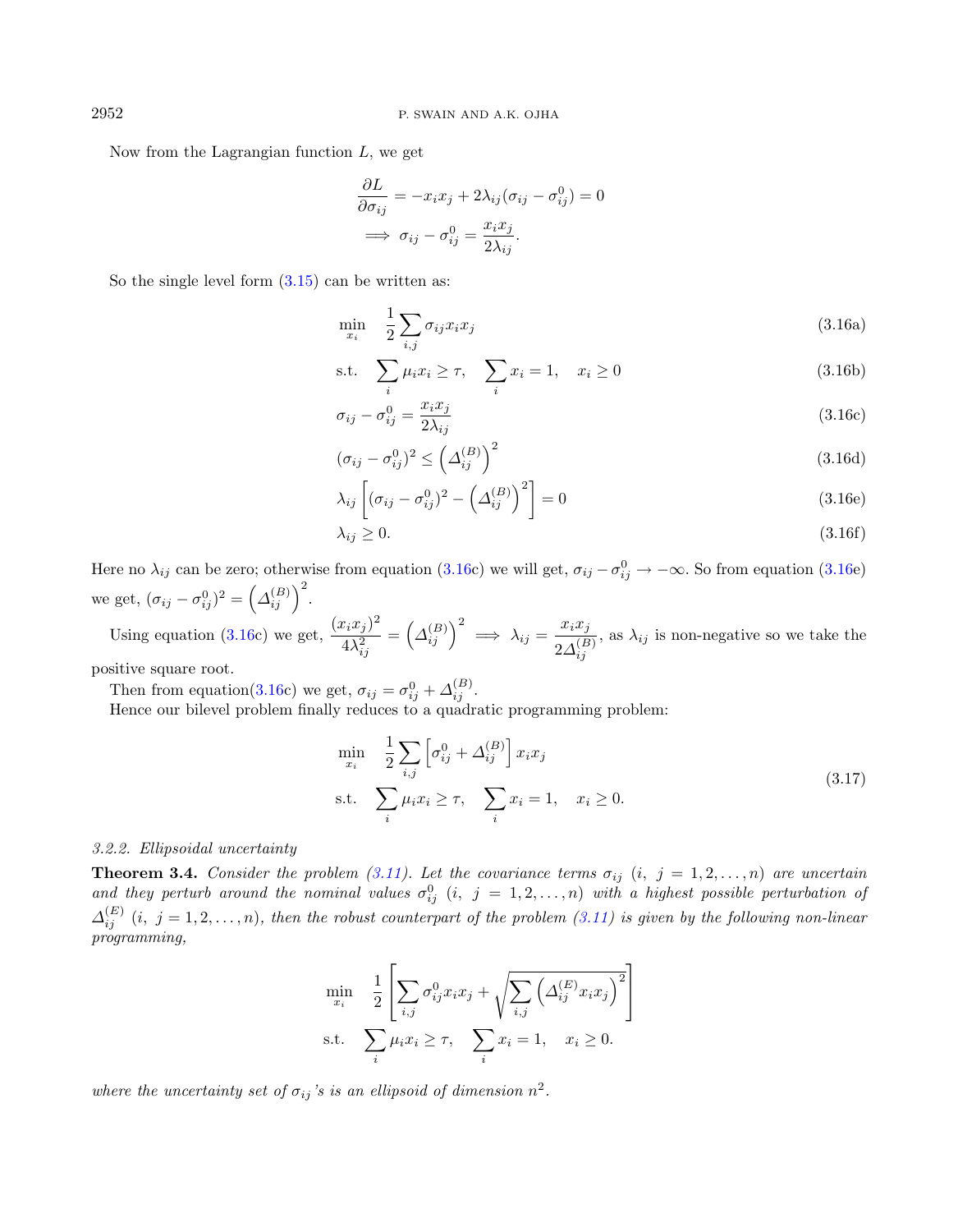Now from the Lagrangian function $L$, we get

$$
\begin{aligned}
\frac{\partial L}{\partial \sigma_{ij}} &= -x_i x_j + 2\lambda_{ij}(\sigma_{ij} - \sigma_{ij}^0) = 0 \\
\implies \sigma_{ij} - \sigma_{ij}^0 &= \frac{x_i x_j}{2\lambda_{ij}}.
\end{aligned}
$$

So the single level form (3.15) can be written as:

$$
\min_{x_i} \quad \frac{1}{2}\sum_{i,j} \sigma_{ij} x_i x_j \tag{3.16a}
$$

$$
\text{s.t.} \quad \sum_i \mu_i x_i \geq \tau, \quad \sum_i x_i = 1, \quad x_i \geq 0 \tag{3.16b}
$$

$$
\sigma_{ij} - \sigma_{ij}^0 = \frac{x_i x_j}{2\lambda_{ij}} \tag{3.16c}
$$

$$
(\sigma_{ij} - \sigma_{ij}^0)^2 \leq \left(\Delta_{ij}^{(B)}\right)^2 \tag{3.16d}
$$

$$
\lambda_{ij}\left[(\sigma_{ij} - \sigma_{ij}^0)^2 - \left(\Delta_{ij}^{(B)}\right)^2\right] = 0 \tag{3.16e}
$$

$$
\lambda_{ij} \geq 0. \tag{3.16f}
$$

Here no $\lambda_{ij}$ can be zero; otherwise from equation (3.16c) we will get, $\sigma_{ij} - \sigma_{ij}^0 \to -\infty$. So from equation (3.16e) we get, $(\sigma_{ij} - \sigma_{ij}^0)^2 = \left(\Delta_{ij}^{(B)}\right)^2$.

Using equation (3.16c) we get, $\frac{(x_i x_j)^2}{4\lambda_{ij}^2} = \left(\Delta_{ij}^{(B)}\right)^2 \implies \lambda_{ij} = \frac{x_i x_j}{2\Delta_{ij}^{(B)}}$, as $\lambda_{ij}$ is non-negative so we take the positive square root.

Then from equation(3.16c) we get, $\sigma_{ij} = \sigma_{ij}^0 + \Delta_{ij}^{(B)}$.

Hence our bilevel problem finally reduces to a quadratic programming problem:

$$
\begin{aligned}
\min_{x_i} \quad & \frac{1}{2}\sum_{i,j}\left[\sigma_{ij}^0 + \Delta_{ij}^{(B)}\right] x_i x_j \\
\text{s.t.} \quad & \sum_i \mu_i x_i \geq \tau, \quad \sum_i x_i = 1, \quad x_i \geq 0.
\end{aligned} \tag{3.17}
$$

*3.2.2. Ellipsoidal uncertainty*

**Theorem 3.4.** *Consider the problem (3.11). Let the covariance terms $\sigma_{ij}$ $(i,\ j = 1,2,\ldots,n)$ are uncertain and they perturb around the nominal values $\sigma_{ij}^0$ $(i,\ j = 1,2,\ldots,n)$ with a highest possible perturbation of $\Delta_{ij}^{(E)}$ $(i,\ j = 1,2,\ldots,n)$, then the robust counterpart of the problem (3.11) is given by the following non-linear programming,*

$$
\begin{aligned}
\min_{x_i} \quad & \frac{1}{2}\left[\sum_{i,j}\sigma_{ij}^0 x_i x_j + \sqrt{\sum_{i,j}\left(\Delta_{ij}^{(E)} x_i x_j\right)^2}\right] \\
\text{s.t.} \quad & \sum_i \mu_i x_i \geq \tau, \quad \sum_i x_i = 1, \quad x_i \geq 0.
\end{aligned}
$$

*where the uncertainty set of $\sigma_{ij}$'s is an ellipsoid of dimension $n^2$.*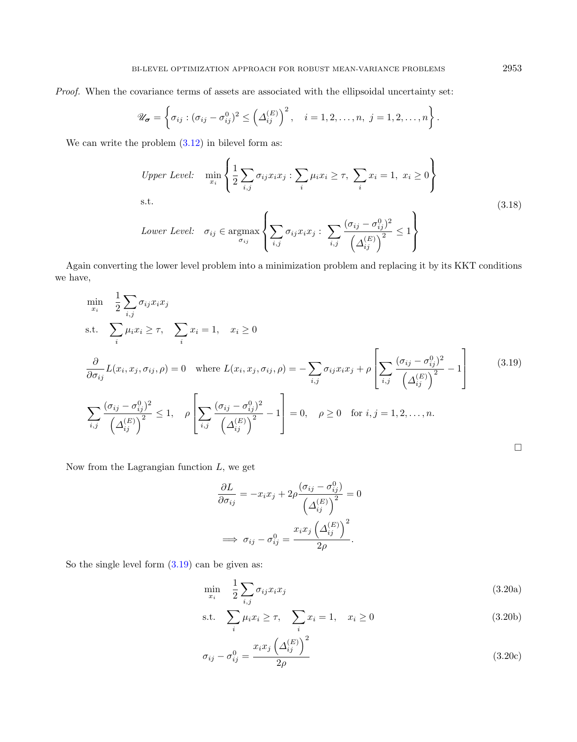*Proof.* When the covariance terms of assets are associated with the ellipsoidal uncertainty set:

$$\mathscr{U}_{\boldsymbol{\sigma}} = \left\{ \sigma_{ij} : (\sigma_{ij} - \sigma_{ij}^0)^2 \leq \left(\Delta_{ij}^{(E)}\right)^2, \quad i = 1, 2, \ldots, n, \ j = 1, 2, \ldots, n \right\}.$$

We can write the problem (3.12) in bilevel form as:

$$\begin{aligned}
&\textit{Upper Level:} \quad \min_{x_i} \left\{ \frac{1}{2} \sum_{i,j} \sigma_{ij} x_i x_j : \sum_i \mu_i x_i \geq \tau, \ \sum_i x_i = 1, \ x_i \geq 0 \right\} \\
&\text{s.t.} \\
&\textit{Lower Level:} \quad \sigma_{ij} \in \operatorname*{argmax}_{\sigma_{ij}} \left\{ \sum_{i,j} \sigma_{ij} x_i x_j : \ \sum_{i,j} \frac{(\sigma_{ij} - \sigma_{ij}^0)^2}{\left(\Delta_{ij}^{(E)}\right)^2} \leq 1 \right\}
\end{aligned} \tag{3.18}$$

Again converting the lower level problem into a minimization problem and replacing it by its KKT conditions we have,

$$\begin{aligned}
&\min_{x_i} \quad \frac{1}{2} \sum_{i,j} \sigma_{ij} x_i x_j \\
&\text{s.t.} \quad \sum_i \mu_i x_i \geq \tau, \quad \sum_i x_i = 1, \quad x_i \geq 0 \\
&\frac{\partial}{\partial \sigma_{ij}} L(x_i, x_j, \sigma_{ij}, \rho) = 0 \quad \text{where } L(x_i, x_j, \sigma_{ij}, \rho) = -\sum_{i,j} \sigma_{ij} x_i x_j + \rho \left[ \sum_{i,j} \frac{(\sigma_{ij} - \sigma_{ij}^0)^2}{\left(\Delta_{ij}^{(E)}\right)^2} - 1 \right] \\
&\sum_{i,j} \frac{(\sigma_{ij} - \sigma_{ij}^0)^2}{\left(\Delta_{ij}^{(E)}\right)^2} \leq 1, \quad \rho \left[ \sum_{i,j} \frac{(\sigma_{ij} - \sigma_{ij}^0)^2}{\left(\Delta_{ij}^{(E)}\right)^2} - 1 \right] = 0, \quad \rho \geq 0 \quad \text{for } i, j = 1, 2, \ldots, n.
\end{aligned} \tag{3.19}$$

□

Now from the Lagrangian function $L$, we get

$$\frac{\partial L}{\partial \sigma_{ij}} = -x_i x_j + 2\rho \frac{(\sigma_{ij} - \sigma_{ij}^0)}{\left(\Delta_{ij}^{(E)}\right)^2} = 0$$

$$\implies \sigma_{ij} - \sigma_{ij}^0 = \frac{x_i x_j \left(\Delta_{ij}^{(E)}\right)^2}{2\rho}.$$

So the single level form (3.19) can be given as:

$$\min_{x_i} \quad \frac{1}{2} \sum_{i,j} \sigma_{ij} x_i x_j \tag{3.20a}$$

$$\text{s.t.} \quad \sum_i \mu_i x_i \geq \tau, \quad \sum_i x_i = 1, \quad x_i \geq 0 \tag{3.20b}$$

$$\sigma_{ij} - \sigma_{ij}^0 = \frac{x_i x_j \left(\Delta_{ij}^{(E)}\right)^2}{2\rho} \tag{3.20c}$$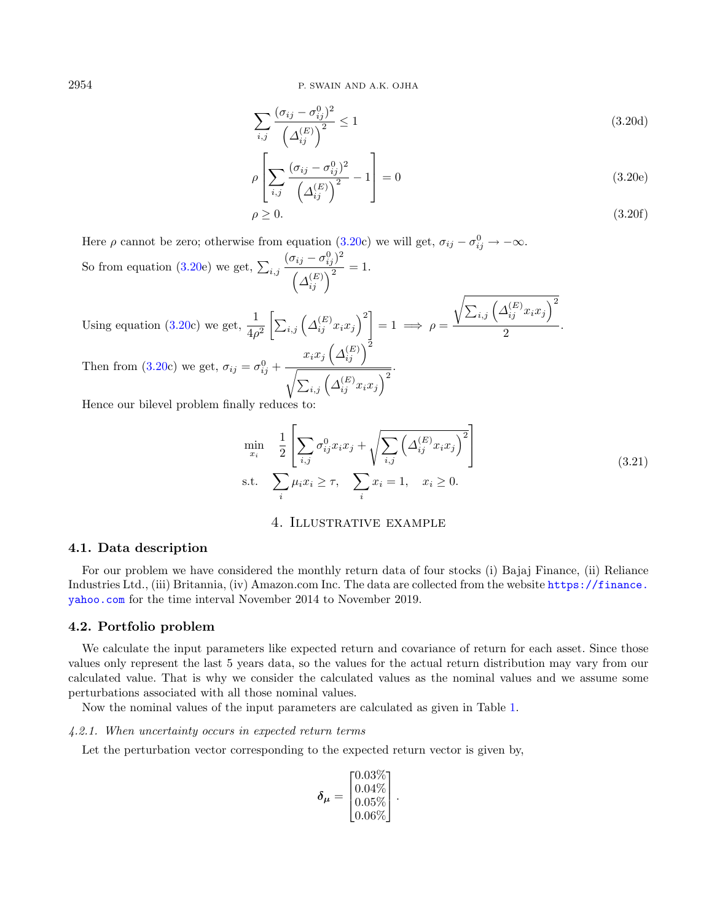$$\sum_{i,j} \frac{(\sigma_{ij} - \sigma_{ij}^0)^2}{\left(\Delta_{ij}^{(E)}\right)^2} \leq 1 \tag{3.20d}$$

$$\rho \left[ \sum_{i,j} \frac{(\sigma_{ij} - \sigma_{ij}^0)^2}{\left(\Delta_{ij}^{(E)}\right)^2} - 1 \right] = 0 \tag{3.20e}$$

$$\rho \geq 0. \tag{3.20f}$$

Here $\rho$ cannot be zero; otherwise from equation (3.20c) we will get, $\sigma_{ij} - \sigma_{ij}^0 \to -\infty$.

So from equation (3.20e) we get, $\sum_{i,j} \frac{(\sigma_{ij} - \sigma_{ij}^0)^2}{\left(\Delta_{ij}^{(E)}\right)^2} = 1$.

Using equation (3.20c) we get, $\frac{1}{4\rho^2} \left[ \sum_{i,j} \left( \Delta_{ij}^{(E)} x_i x_j \right)^2 \right] = 1 \implies \rho = \frac{\sqrt{\sum_{i,j} \left( \Delta_{ij}^{(E)} x_i x_j \right)^2}}{2}$.

Then from (3.20c) we get, $\sigma_{ij} = \sigma_{ij}^0 + \frac{x_i x_j \left( \Delta_{ij}^{(E)} \right)^2}{\sqrt{\sum_{i,j} \left( \Delta_{ij}^{(E)} x_i x_j \right)^2}}$.

Hence our bilevel problem finally reduces to:

$$\begin{aligned} \min_{x_i} \quad & \frac{1}{2} \left[ \sum_{i,j} \sigma_{ij}^0 x_i x_j + \sqrt{\sum_{i,j} \left( \Delta_{ij}^{(E)} x_i x_j \right)^2} \right] \\ \text{s.t.} \quad & \sum_i \mu_i x_i \geq \tau, \quad \sum_i x_i = 1, \quad x_i \geq 0. \end{aligned} \tag{3.21}$$

## 4. Illustrative example

### 4.1. Data description

For our problem we have considered the monthly return data of four stocks (i) Bajaj Finance, (ii) Reliance Industries Ltd., (iii) Britannia, (iv) Amazon.com Inc. The data are collected from the website https://finance.yahoo.com for the time interval November 2014 to November 2019.

### 4.2. Portfolio problem

We calculate the input parameters like expected return and covariance of return for each asset. Since those values only represent the last 5 years data, so the values for the actual return distribution may vary from our calculated value. That is why we consider the calculated values as the nominal values and we assume some perturbations associated with all those nominal values.

Now the nominal values of the input parameters are calculated as given in Table 1.

*4.2.1. When uncertainty occurs in expected return terms*

Let the perturbation vector corresponding to the expected return vector is given by,

$$\boldsymbol{\delta_\mu} = \begin{bmatrix} 0.03\% \\ 0.04\% \\ 0.05\% \\ 0.06\% \end{bmatrix}.$$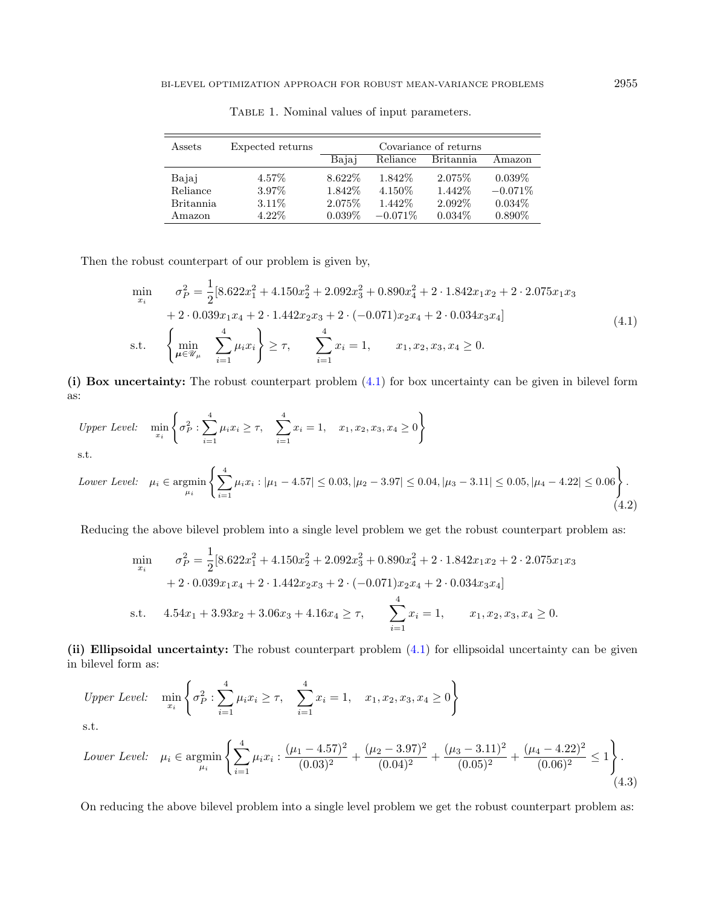Table 1. Nominal values of input parameters.

| Assets | Expected returns | Covariance of returns | | | |
|---|---|---|---|---|---|
| | | Bajaj | Reliance | Britannia | Amazon |
| Bajaj | 4.57% | 8.622% | 1.842% | 2.075% | 0.039% |
| Reliance | 3.97% | 1.842% | 4.150% | 1.442% | −0.071% |
| Britannia | 3.11% | 2.075% | 1.442% | 2.092% | 0.034% |
| Amazon | 4.22% | 0.039% | −0.071% | 0.034% | 0.890% |

Then the robust counterpart of our problem is given by,

$$
\begin{aligned}
\min_{x_i} \quad & \sigma_P^2 = \frac{1}{2}[8.622x_1^2 + 4.150x_2^2 + 2.092x_3^2 + 0.890x_4^2 + 2\cdot 1.842x_1x_2 + 2\cdot 2.075x_1x_3 \\
& + 2\cdot 0.039x_1x_4 + 2\cdot 1.442x_2x_3 + 2\cdot(-0.071)x_2x_4 + 2\cdot 0.034x_3x_4] \\
\text{s.t.} \quad & \left\{\min_{\boldsymbol{\mu}\in\mathscr{U}_\mu} \sum_{i=1}^{4}\mu_i x_i\right\} \geq \tau, \qquad \sum_{i=1}^{4} x_i = 1, \qquad x_1, x_2, x_3, x_4 \geq 0.
\end{aligned} \tag{4.1}
$$

**(i) Box uncertainty:** The robust counterpart problem (4.1) for box uncertainty can be given in bilevel form as:

$$
\textit{Upper Level:} \quad \min_{x_i}\left\{\sigma_P^2 : \sum_{i=1}^{4}\mu_i x_i \geq \tau, \quad \sum_{i=1}^{4} x_i = 1, \quad x_1, x_2, x_3, x_4 \geq 0\right\}
$$

s.t.

$$
\textit{Lower Level:} \quad \mu_i \in \operatorname*{argmin}_{\mu_i}\left\{\sum_{i=1}^{4}\mu_i x_i : |\mu_1 - 4.57| \leq 0.03, |\mu_2 - 3.97| \leq 0.04, |\mu_3 - 3.11| \leq 0.05, |\mu_4 - 4.22| \leq 0.06\right\}. \tag{4.2}
$$

Reducing the above bilevel problem into a single level problem we get the robust counterpart problem as:

$$
\begin{aligned}
\min_{x_i} \quad & \sigma_P^2 = \frac{1}{2}[8.622x_1^2 + 4.150x_2^2 + 2.092x_3^2 + 0.890x_4^2 + 2\cdot 1.842x_1x_2 + 2\cdot 2.075x_1x_3 \\
& + 2\cdot 0.039x_1x_4 + 2\cdot 1.442x_2x_3 + 2\cdot(-0.071)x_2x_4 + 2\cdot 0.034x_3x_4] \\
\text{s.t.} \quad & 4.54x_1 + 3.93x_2 + 3.06x_3 + 4.16x_4 \geq \tau, \qquad \sum_{i=1}^{4} x_i = 1, \qquad x_1, x_2, x_3, x_4 \geq 0.
\end{aligned}
$$

**(ii) Ellipsoidal uncertainty:** The robust counterpart problem (4.1) for ellipsoidal uncertainty can be given in bilevel form as:

$$
\textit{Upper Level:} \quad \min_{x_i}\left\{\sigma_P^2 : \sum_{i=1}^{4}\mu_i x_i \geq \tau, \quad \sum_{i=1}^{4} x_i = 1, \quad x_1, x_2, x_3, x_4 \geq 0\right\}
$$

s.t.

$$
\textit{Lower Level:} \quad \mu_i \in \operatorname*{argmin}_{\mu_i}\left\{\sum_{i=1}^{4}\mu_i x_i : \frac{(\mu_1 - 4.57)^2}{(0.03)^2} + \frac{(\mu_2 - 3.97)^2}{(0.04)^2} + \frac{(\mu_3 - 3.11)^2}{(0.05)^2} + \frac{(\mu_4 - 4.22)^2}{(0.06)^2} \leq 1\right\}. \tag{4.3}
$$

On reducing the above bilevel problem into a single level problem we get the robust counterpart problem as: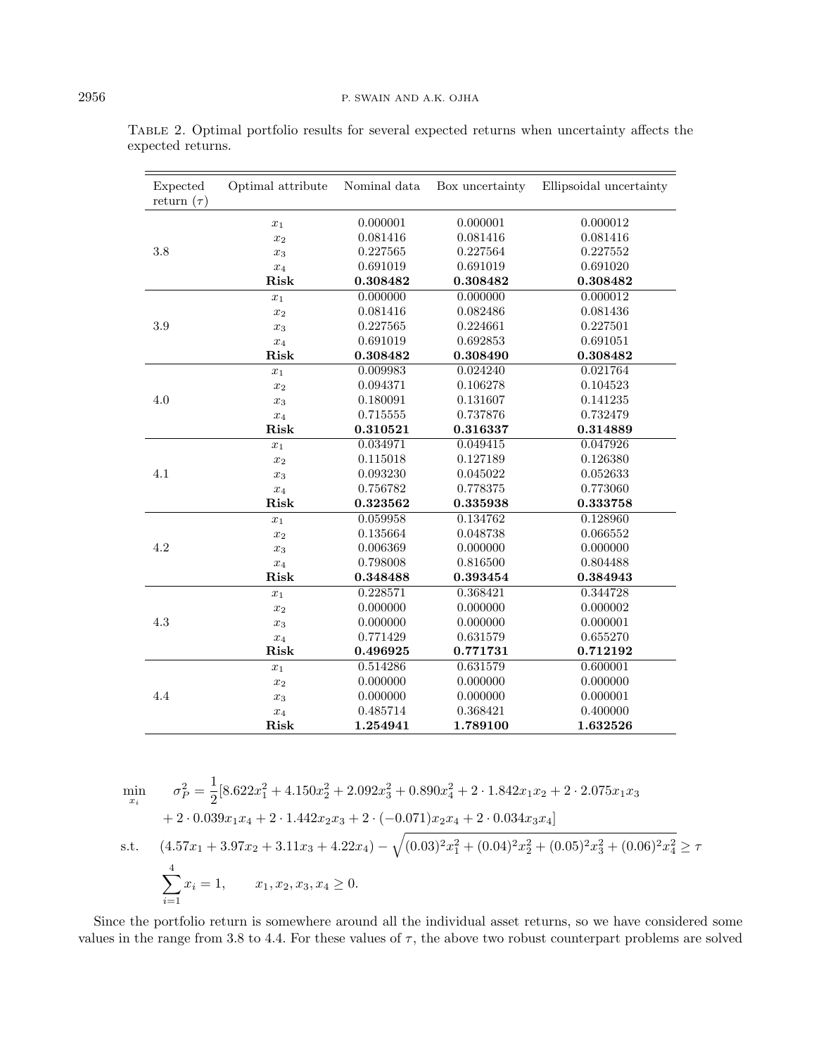Table 2. Optimal portfolio results for several expected returns when uncertainty affects the expected returns.

| Expected return ($\tau$) | Optimal attribute | Nominal data | Box uncertainty | Ellipsoidal uncertainty |
|---|---|---|---|---|
| 3.8 | $x_1$ | 0.000001 | 0.000001 | 0.000012 |
| | $x_2$ | 0.081416 | 0.081416 | 0.081416 |
| | $x_3$ | 0.227565 | 0.227564 | 0.227552 |
| | $x_4$ | 0.691019 | 0.691019 | 0.691020 |
| | **Risk** | **0.308482** | **0.308482** | **0.308482** |
| 3.9 | $x_1$ | 0.000000 | 0.000000 | 0.000012 |
| | $x_2$ | 0.081416 | 0.082486 | 0.081436 |
| | $x_3$ | 0.227565 | 0.224661 | 0.227501 |
| | $x_4$ | 0.691019 | 0.692853 | 0.691051 |
| | **Risk** | **0.308482** | **0.308490** | **0.308482** |
| 4.0 | $x_1$ | 0.009983 | 0.024240 | 0.021764 |
| | $x_2$ | 0.094371 | 0.106278 | 0.104523 |
| | $x_3$ | 0.180091 | 0.131607 | 0.141235 |
| | $x_4$ | 0.715555 | 0.737876 | 0.732479 |
| | **Risk** | **0.310521** | **0.316337** | **0.314889** |
| 4.1 | $x_1$ | 0.034971 | 0.049415 | 0.047926 |
| | $x_2$ | 0.115018 | 0.127189 | 0.126380 |
| | $x_3$ | 0.093230 | 0.045022 | 0.052633 |
| | $x_4$ | 0.756782 | 0.778375 | 0.773060 |
| | **Risk** | **0.323562** | **0.335938** | **0.333758** |
| 4.2 | $x_1$ | 0.059958 | 0.134762 | 0.128960 |
| | $x_2$ | 0.135664 | 0.048738 | 0.066552 |
| | $x_3$ | 0.006369 | 0.000000 | 0.000000 |
| | $x_4$ | 0.798008 | 0.816500 | 0.804488 |
| | **Risk** | **0.348488** | **0.393454** | **0.384943** |
| 4.3 | $x_1$ | 0.228571 | 0.368421 | 0.344728 |
| | $x_2$ | 0.000000 | 0.000000 | 0.000002 |
| | $x_3$ | 0.000000 | 0.000000 | 0.000001 |
| | $x_4$ | 0.771429 | 0.631579 | 0.655270 |
| | **Risk** | **0.496925** | **0.771731** | **0.712192** |
| 4.4 | $x_1$ | 0.514286 | 0.631579 | 0.600001 |
| | $x_2$ | 0.000000 | 0.000000 | 0.000000 |
| | $x_3$ | 0.000000 | 0.000000 | 0.000001 |
| | $x_4$ | 0.485714 | 0.368421 | 0.400000 |
| | **Risk** | **1.254941** | **1.789100** | **1.632526** |

$$
\begin{aligned}
\min_{x_i} \quad & \sigma_P^2 = \frac{1}{2}[8.622x_1^2 + 4.150x_2^2 + 2.092x_3^2 + 0.890x_4^2 + 2 \cdot 1.842x_1x_2 + 2 \cdot 2.075x_1x_3 \\
& + 2 \cdot 0.039x_1x_4 + 2 \cdot 1.442x_2x_3 + 2 \cdot (-0.071)x_2x_4 + 2 \cdot 0.034x_3x_4] \\
\text{s.t.} \quad & (4.57x_1 + 3.97x_2 + 3.11x_3 + 4.22x_4) - \sqrt{(0.03)^2x_1^2 + (0.04)^2x_2^2 + (0.05)^2x_3^2 + (0.06)^2x_4^2} \geq \tau \\
& \sum_{i=1}^{4} x_i = 1, \qquad x_1, x_2, x_3, x_4 \geq 0.
\end{aligned}
$$

Since the portfolio return is somewhere around all the individual asset returns, so we have considered some values in the range from 3.8 to 4.4. For these values of $\tau$, the above two robust counterpart problems are solved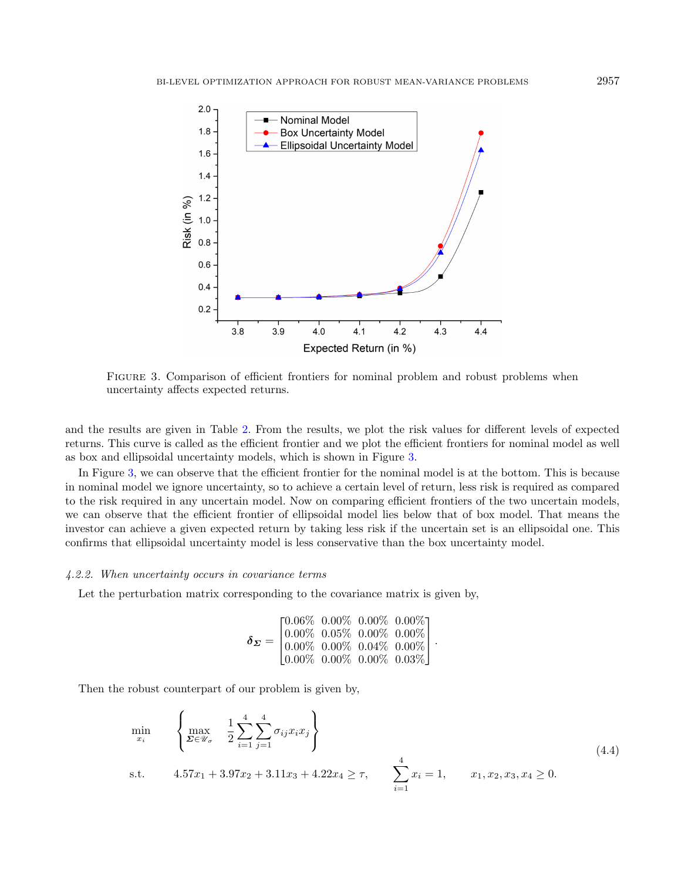FIGURE 3. Comparison of efficient frontiers for nominal problem and robust problems when uncertainty affects expected returns.

and the results are given in Table 2. From the results, we plot the risk values for different levels of expected returns. This curve is called as the efficient frontier and we plot the efficient frontiers for nominal model as well as box and ellipsoidal uncertainty models, which is shown in Figure 3.

In Figure 3, we can observe that the efficient frontier for the nominal model is at the bottom. This is because in nominal model we ignore uncertainty, so to achieve a certain level of return, less risk is required as compared to the risk required in any uncertain model. Now on comparing efficient frontiers of the two uncertain models, we can observe that the efficient frontier of ellipsoidal model lies below that of box model. That means the investor can achieve a given expected return by taking less risk if the uncertain set is an ellipsoidal one. This confirms that ellipsoidal uncertainty model is less conservative than the box uncertainty model.

*4.2.2. When uncertainty occurs in covariance terms*

Let the perturbation matrix corresponding to the covariance matrix is given by,

$$\boldsymbol{\delta_{\Sigma}} = \begin{bmatrix} 0.06\% & 0.00\% & 0.00\% & 0.00\% \\ 0.00\% & 0.05\% & 0.00\% & 0.00\% \\ 0.00\% & 0.00\% & 0.04\% & 0.00\% \\ 0.00\% & 0.00\% & 0.00\% & 0.03\% \end{bmatrix}.$$

Then the robust counterpart of our problem is given by,

$$\begin{aligned} \min_{x_i} \quad & \left\{ \max_{\boldsymbol{\Sigma} \in \mathscr{U}_\sigma} \quad \frac{1}{2} \sum_{i=1}^{4} \sum_{j=1}^{4} \sigma_{ij} x_i x_j \right\} \\ \text{s.t.} \quad & 4.57x_1 + 3.97x_2 + 3.11x_3 + 4.22x_4 \geq \tau, \qquad \sum_{i=1}^{4} x_i = 1, \qquad x_1, x_2, x_3, x_4 \geq 0. \end{aligned} \tag{4.4}$$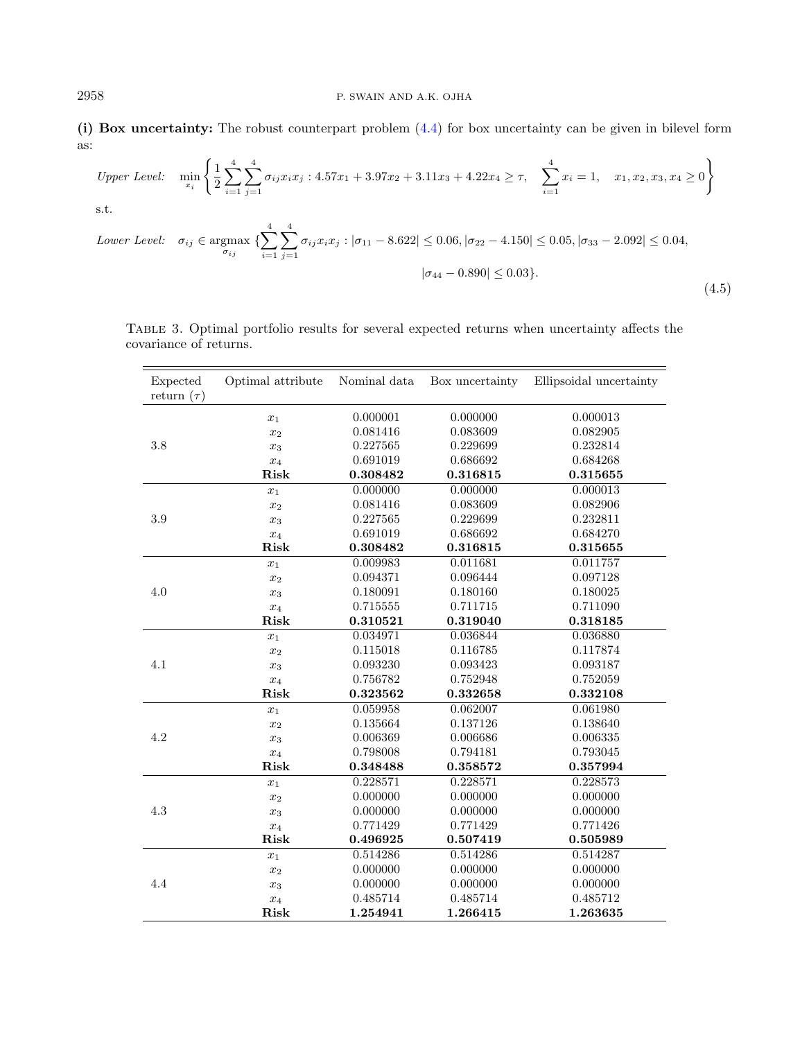**(i) Box uncertainty:** The robust counterpart problem (4.4) for box uncertainty can be given in bilevel form as:

$$
\begin{aligned}
&\textit{Upper Level:} \quad \min_{x_i} \left\{ \frac{1}{2} \sum_{i=1}^{4} \sum_{j=1}^{4} \sigma_{ij} x_i x_j : 4.57x_1 + 3.97x_2 + 3.11x_3 + 4.22x_4 \geq \tau, \quad \sum_{i=1}^{4} x_i = 1, \quad x_1, x_2, x_3, x_4 \geq 0 \right\} \\
&\text{s.t.} \\
&\textit{Lower Level:} \quad \sigma_{ij} \in \underset{\sigma_{ij}}{\operatorname{argmax}} \ \{ \sum_{i=1}^{4} \sum_{j=1}^{4} \sigma_{ij} x_i x_j : |\sigma_{11} - 8.622| \leq 0.06, |\sigma_{22} - 4.150| \leq 0.05, |\sigma_{33} - 2.092| \leq 0.04, \\
&\qquad\qquad\qquad\qquad\qquad\qquad\qquad\qquad\qquad\qquad |\sigma_{44} - 0.890| \leq 0.03 \}.
\end{aligned}
\tag{4.5}
$$

Table 3. Optimal portfolio results for several expected returns when uncertainty affects the covariance of returns.

| Expected return ($\tau$) | Optimal attribute | Nominal data | Box uncertainty | Ellipsoidal uncertainty |
|---|---|---|---|---|
| 3.8 | $x_1$ | 0.000001 | 0.000000 | 0.000013 |
| | $x_2$ | 0.081416 | 0.083609 | 0.082905 |
| | $x_3$ | 0.227565 | 0.229699 | 0.232814 |
| | $x_4$ | 0.691019 | 0.686692 | 0.684268 |
| | **Risk** | **0.308482** | **0.316815** | **0.315655** |
| 3.9 | $x_1$ | 0.000000 | 0.000000 | 0.000013 |
| | $x_2$ | 0.081416 | 0.083609 | 0.082906 |
| | $x_3$ | 0.227565 | 0.229699 | 0.232811 |
| | $x_4$ | 0.691019 | 0.686692 | 0.684270 |
| | **Risk** | **0.308482** | **0.316815** | **0.315655** |
| 4.0 | $x_1$ | 0.009983 | 0.011681 | 0.011757 |
| | $x_2$ | 0.094371 | 0.096444 | 0.097128 |
| | $x_3$ | 0.180091 | 0.180160 | 0.180025 |
| | $x_4$ | 0.715555 | 0.711715 | 0.711090 |
| | **Risk** | **0.310521** | **0.319040** | **0.318185** |
| 4.1 | $x_1$ | 0.034971 | 0.036844 | 0.036880 |
| | $x_2$ | 0.115018 | 0.116785 | 0.117874 |
| | $x_3$ | 0.093230 | 0.093423 | 0.093187 |
| | $x_4$ | 0.756782 | 0.752948 | 0.752059 |
| | **Risk** | **0.323562** | **0.332658** | **0.332108** |
| 4.2 | $x_1$ | 0.059958 | 0.062007 | 0.061980 |
| | $x_2$ | 0.135664 | 0.137126 | 0.138640 |
| | $x_3$ | 0.006369 | 0.006686 | 0.006335 |
| | $x_4$ | 0.798008 | 0.794181 | 0.793045 |
| | **Risk** | **0.348488** | **0.358572** | **0.357994** |
| 4.3 | $x_1$ | 0.228571 | 0.228571 | 0.228573 |
| | $x_2$ | 0.000000 | 0.000000 | 0.000000 |
| | $x_3$ | 0.000000 | 0.000000 | 0.000000 |
| | $x_4$ | 0.771429 | 0.771429 | 0.771426 |
| | **Risk** | **0.496925** | **0.507419** | **0.505989** |
| 4.4 | $x_1$ | 0.514286 | 0.514286 | 0.514287 |
| | $x_2$ | 0.000000 | 0.000000 | 0.000000 |
| | $x_3$ | 0.000000 | 0.000000 | 0.000000 |
| | $x_4$ | 0.485714 | 0.485714 | 0.485712 |
| | **Risk** | **1.254941** | **1.266415** | **1.263635** |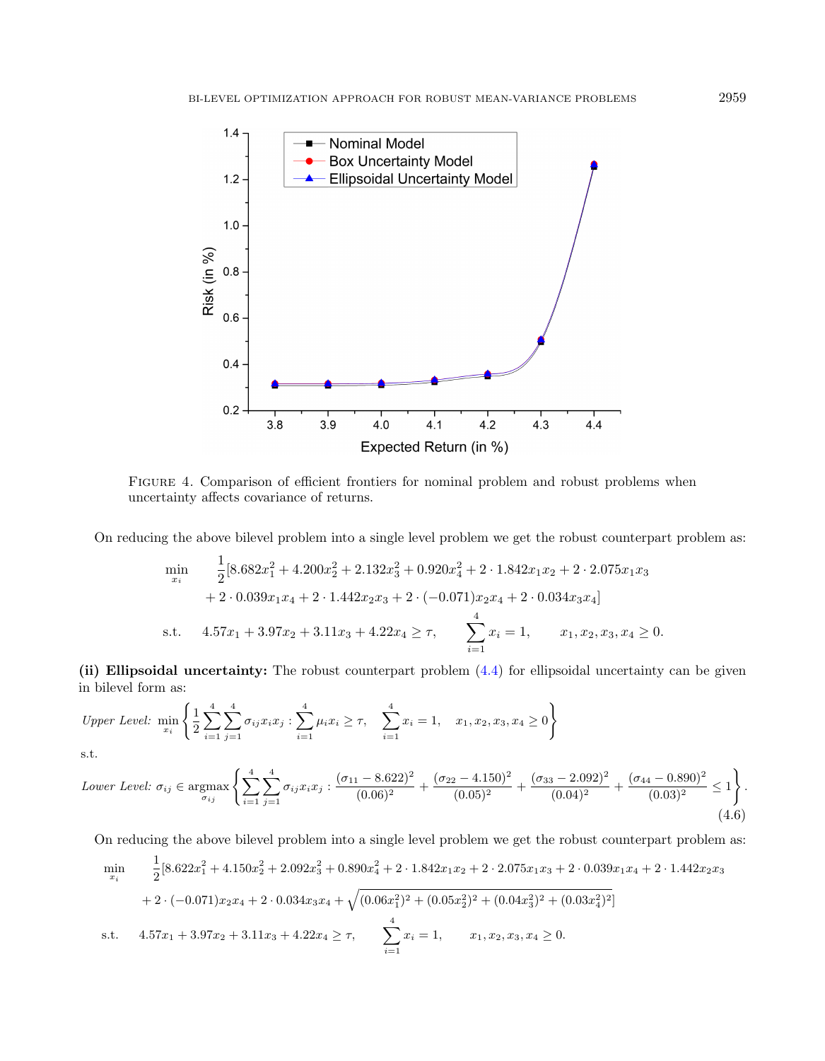FIGURE 4. Comparison of efficient frontiers for nominal problem and robust problems when uncertainty affects covariance of returns.

On reducing the above bilevel problem into a single level problem we get the robust counterpart problem as:

$$
\begin{aligned}
\min_{x_i} \quad & \frac{1}{2}[8.682x_1^2 + 4.200x_2^2 + 2.132x_3^2 + 0.920x_4^2 + 2 \cdot 1.842x_1x_2 + 2 \cdot 2.075x_1x_3 \\
& + 2 \cdot 0.039x_1x_4 + 2 \cdot 1.442x_2x_3 + 2 \cdot (-0.071)x_2x_4 + 2 \cdot 0.034x_3x_4] \\
\text{s.t.} \quad & 4.57x_1 + 3.97x_2 + 3.11x_3 + 4.22x_4 \geq \tau, \qquad \sum_{i=1}^{4} x_i = 1, \qquad x_1, x_2, x_3, x_4 \geq 0.
\end{aligned}
$$

**(ii) Ellipsoidal uncertainty:** The robust counterpart problem (4.4) for ellipsoidal uncertainty can be given in bilevel form as:

$$
\textit{Upper Level: } \min_{x_i} \left\{ \frac{1}{2}\sum_{i=1}^{4}\sum_{j=1}^{4} \sigma_{ij}x_ix_j : \sum_{i=1}^{4} \mu_i x_i \geq \tau, \quad \sum_{i=1}^{4} x_i = 1, \quad x_1, x_2, x_3, x_4 \geq 0 \right\}
$$

s.t.

$$
\textit{Lower Level: } \sigma_{ij} \in \underset{\sigma_{ij}}{\operatorname{argmax}} \left\{ \sum_{i=1}^{4}\sum_{j=1}^{4} \sigma_{ij}x_ix_j : \frac{(\sigma_{11} - 8.622)^2}{(0.06)^2} + \frac{(\sigma_{22} - 4.150)^2}{(0.05)^2} + \frac{(\sigma_{33} - 2.092)^2}{(0.04)^2} + \frac{(\sigma_{44} - 0.890)^2}{(0.03)^2} \leq 1 \right\}. \tag{4.6}
$$

On reducing the above bilevel problem into a single level problem we get the robust counterpart problem as:

$$
\begin{aligned}
\min_{x_i} \quad & \frac{1}{2}[8.622x_1^2 + 4.150x_2^2 + 2.092x_3^2 + 0.890x_4^2 + 2 \cdot 1.842x_1x_2 + 2 \cdot 2.075x_1x_3 + 2 \cdot 0.039x_1x_4 + 2 \cdot 1.442x_2x_3 \\
& + 2 \cdot (-0.071)x_2x_4 + 2 \cdot 0.034x_3x_4 + \sqrt{(0.06x_1^2)^2 + (0.05x_2^2)^2 + (0.04x_3^2)^2 + (0.03x_4^2)^2}] \\
\text{s.t.} \quad & 4.57x_1 + 3.97x_2 + 3.11x_3 + 4.22x_4 \geq \tau, \qquad \sum_{i=1}^{4} x_i = 1, \qquad x_1, x_2, x_3, x_4 \geq 0.
\end{aligned}
$$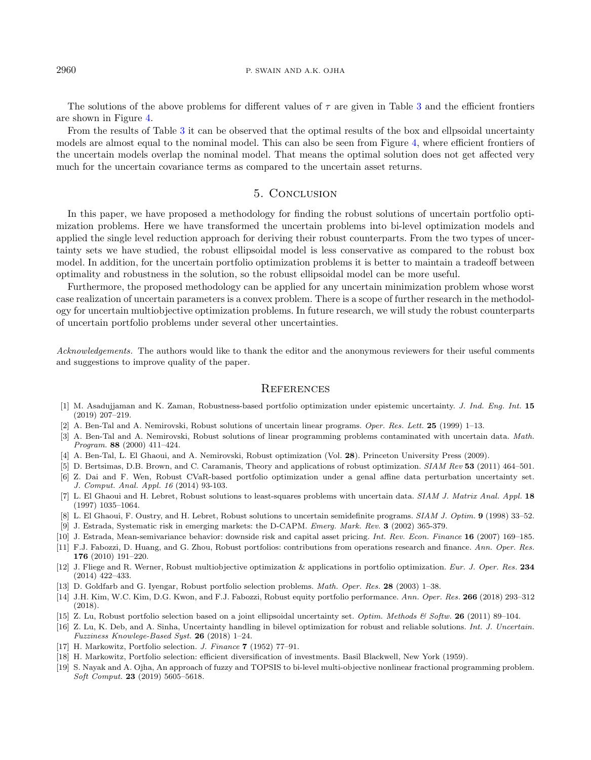The solutions of the above problems for different values of $\tau$ are given in Table 3 and the efficient frontiers are shown in Figure 4.

From the results of Table 3 it can be observed that the optimal results of the box and ellpsoidal uncertainty models are almost equal to the nominal model. This can also be seen from Figure 4, where efficient frontiers of the uncertain models overlap the nominal model. That means the optimal solution does not get affected very much for the uncertain covariance terms as compared to the uncertain asset returns.

## 5. Conclusion

In this paper, we have proposed a methodology for finding the robust solutions of uncertain portfolio optimization problems. Here we have transformed the uncertain problems into bi-level optimization models and applied the single level reduction approach for deriving their robust counterparts. From the two types of uncertainty sets we have studied, the robust ellipsoidal model is less conservative as compared to the robust box model. In addition, for the uncertain portfolio optimization problems it is better to maintain a tradeoff between optimality and robustness in the solution, so the robust ellipsoidal model can be more useful.

Furthermore, the proposed methodology can be applied for any uncertain minimization problem whose worst case realization of uncertain parameters is a convex problem. There is a scope of further research in the methodology for uncertain multiobjective optimization problems. In future research, we will study the robust counterparts of uncertain portfolio problems under several other uncertainties.

*Acknowledgements.* The authors would like to thank the editor and the anonymous reviewers for their useful comments and suggestions to improve quality of the paper.

## References

[1] M. Asadujjaman and K. Zaman, Robustness-based portfolio optimization under epistemic uncertainty. *J. Ind. Eng. Int.* **15** (2019) 207–219.

[2] A. Ben-Tal and A. Nemirovski, Robust solutions of uncertain linear programs. *Oper. Res. Lett.* **25** (1999) 1–13.

[3] A. Ben-Tal and A. Nemirovski, Robust solutions of linear programming problems contaminated with uncertain data. *Math. Program.* **88** (2000) 411–424.

[4] A. Ben-Tal, L. El Ghaoui, and A. Nemirovski, Robust optimization (Vol. **28**). Princeton University Press (2009).

[5] D. Bertsimas, D.B. Brown, and C. Caramanis, Theory and applications of robust optimization. *SIAM Rev* **53** (2011) 464–501.

[6] Z. Dai and F. Wen, Robust CVaR-based portfolio optimization under a genal affine data perturbation uncertainty set. *J. Comput. Anal. Appl. 16* (2014) 93-103.

[7] L. El Ghaoui and H. Lebret, Robust solutions to least-squares problems with uncertain data. *SIAM J. Matrix Anal. Appl.* **18** (1997) 1035–1064.

[8] L. El Ghaoui, F. Oustry, and H. Lebret, Robust solutions to uncertain semidefinite programs. *SIAM J. Optim.* **9** (1998) 33–52.

[9] J. Estrada, Systematic risk in emerging markets: the D-CAPM. *Emerg. Mark. Rev.* **3** (2002) 365-379.

[10] J. Estrada, Mean-semivariance behavior: downside risk and capital asset pricing. *Int. Rev. Econ. Finance* **16** (2007) 169–185.

[11] F.J. Fabozzi, D. Huang, and G. Zhou, Robust portfolios: contributions from operations research and finance. *Ann. Oper. Res.* **176** (2010) 191–220.

[12] J. Fliege and R. Werner, Robust multiobjective optimization & applications in portfolio optimization. *Eur. J. Oper. Res.* **234** (2014) 422–433.

[13] D. Goldfarb and G. Iyengar, Robust portfolio selection problems. *Math. Oper. Res.* **28** (2003) 1–38.

[14] J.H. Kim, W.C. Kim, D.G. Kwon, and F.J. Fabozzi, Robust equity portfolio performance. *Ann. Oper. Res.* **266** (2018) 293–312 (2018).

[15] Z. Lu, Robust portfolio selection based on a joint ellipsoidal uncertainty set. *Optim. Methods & Softw.* **26** (2011) 89–104.

[16] Z. Lu, K. Deb, and A. Sinha, Uncertainty handling in bilevel optimization for robust and reliable solutions. *Int. J. Uncertain. Fuzziness Knowlege-Based Syst.* **26** (2018) 1–24.

[17] H. Markowitz, Portfolio selection. *J. Finance* **7** (1952) 77–91.

[18] H. Markowitz, Portfolio selection: efficient diversification of investments. Basil Blackwell, New York (1959).

[19] S. Nayak and A. Ojha, An approach of fuzzy and TOPSIS to bi-level multi-objective nonlinear fractional programming problem. *Soft Comput.* **23** (2019) 5605–5618.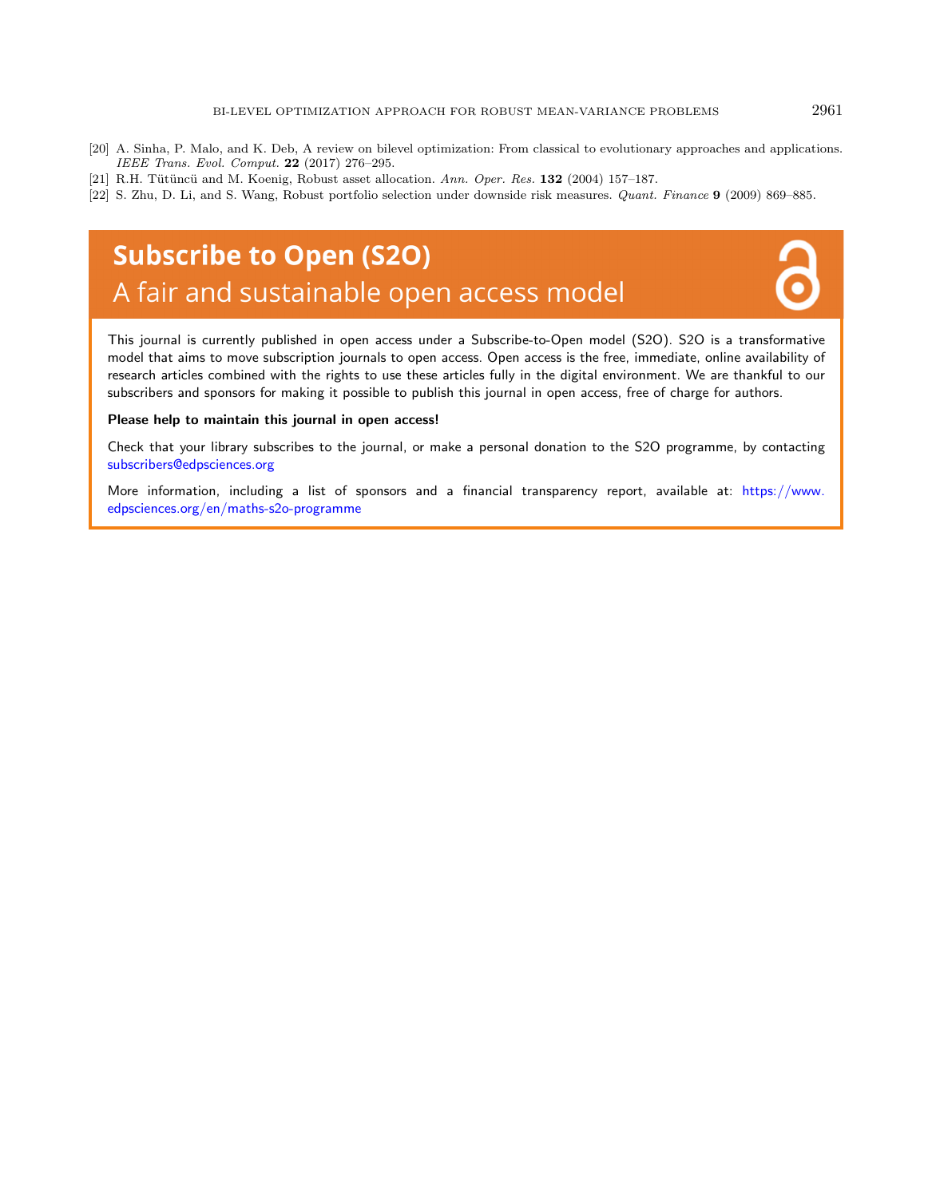[20] A. Sinha, P. Malo, and K. Deb, A review on bilevel optimization: From classical to evolutionary approaches and applications. *IEEE Trans. Evol. Comput.* **22** (2017) 276–295.

[21] R.H. Tütüncü and M. Koenig, Robust asset allocation. *Ann. Oper. Res.* **132** (2004) 157–187.

[22] S. Zhu, D. Li, and S. Wang, Robust portfolio selection under downside risk measures. *Quant. Finance* **9** (2009) 869–885.

## Subscribe to Open (S2O)

### A fair and sustainable open access model

This journal is currently published in open access under a Subscribe-to-Open model (S2O). S2O is a transformative model that aims to move subscription journals to open access. Open access is the free, immediate, online availability of research articles combined with the rights to use these articles fully in the digital environment. We are thankful to our subscribers and sponsors for making it possible to publish this journal in open access, free of charge for authors.

**Please help to maintain this journal in open access!**

Check that your library subscribes to the journal, or make a personal donation to the S2O programme, by contacting subscribers@edpsciences.org

More information, including a list of sponsors and a financial transparency report, available at: https://www.edpsciences.org/en/maths-s2o-programme